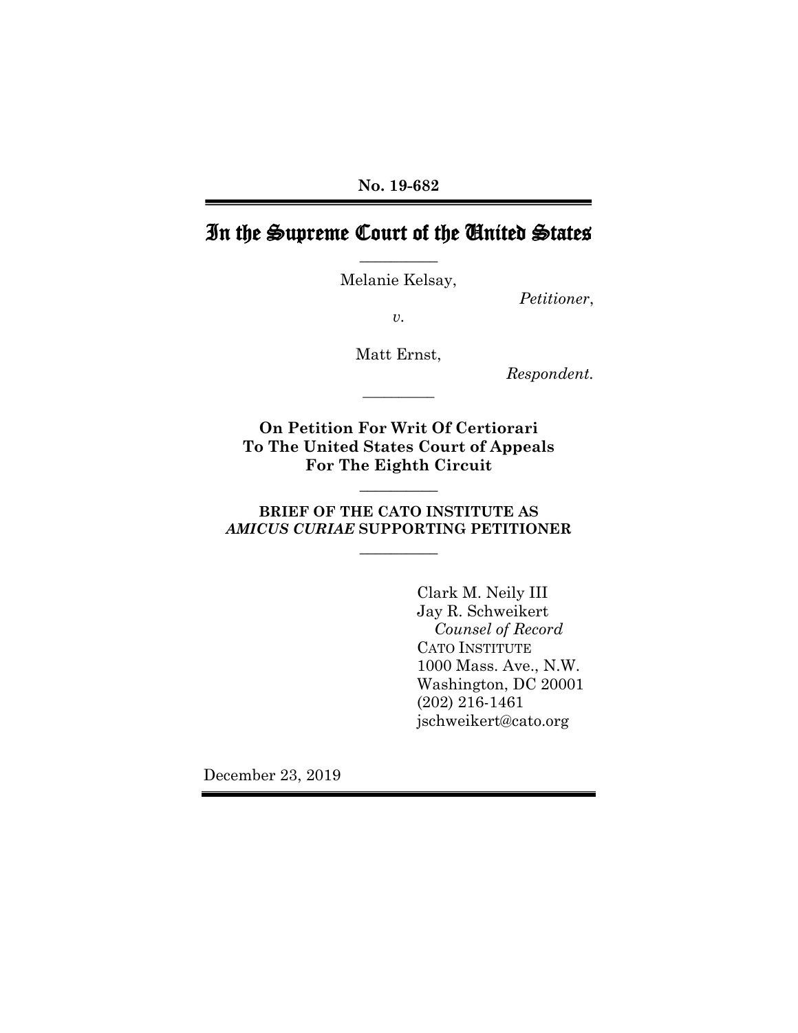**No. 19-682**

# In the Supreme Court of the United States

---

Melanie Kelsay,

*Petitioner*,

*v.*

Matt Ernst,

*Respondent.*

---

**On Petition For Writ Of Certiorari To The United States Court of Appeals For The Eighth Circuit**

---

**BRIEF OF THE CATO INSTITUTE AS *AMICUS CURIAE* SUPPORTING PETITIONER**

---

Clark M. Neily III
Jay R. Schweikert
*Counsel of Record*
CATO INSTITUTE
1000 Mass. Ave., N.W.
Washington, DC 20001
(202) 216-1461
jschweikert@cato.org

December 23, 2019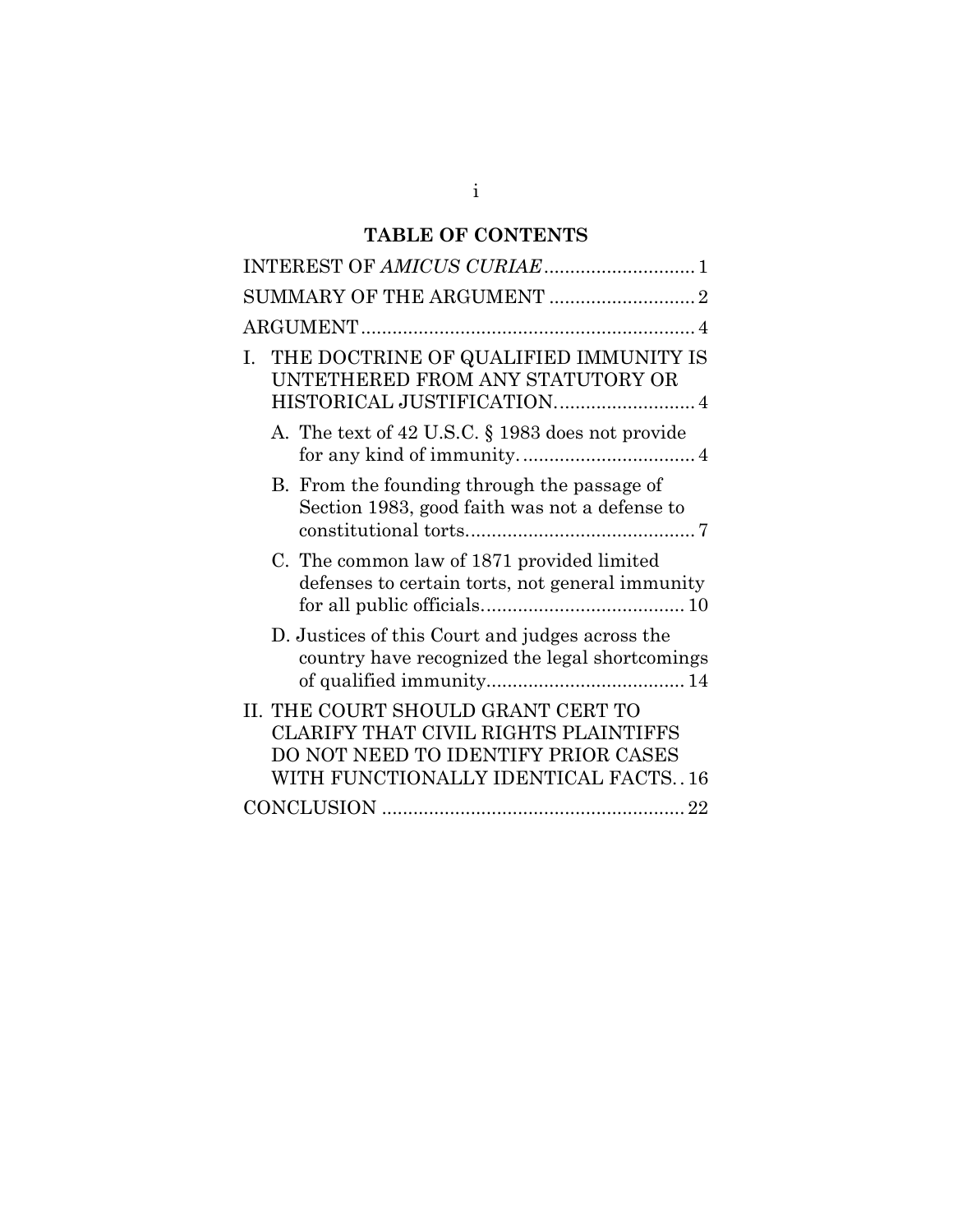# TABLE OF CONTENTS

| | |
|---|---|
| INTEREST OF *AMICUS CURIAE* | 1 |
| SUMMARY OF THE ARGUMENT | 2 |
| ARGUMENT | 4 |
| I. THE DOCTRINE OF QUALIFIED IMMUNITY IS UNTETHERED FROM ANY STATUTORY OR HISTORICAL JUSTIFICATION. | 4 |
| A. The text of 42 U.S.C. § 1983 does not provide for any kind of immunity. | 4 |
| B. From the founding through the passage of Section 1983, good faith was not a defense to constitutional torts. | 7 |
| C. The common law of 1871 provided limited defenses to certain torts, not general immunity for all public officials. | 10 |
| D. Justices of this Court and judges across the country have recognized the legal shortcomings of qualified immunity. | 14 |
| II. THE COURT SHOULD GRANT CERT TO CLARIFY THAT CIVIL RIGHTS PLAINTIFFS DO NOT NEED TO IDENTIFY PRIOR CASES WITH FUNCTIONALLY IDENTICAL FACTS. | 16 |
| CONCLUSION | 22 |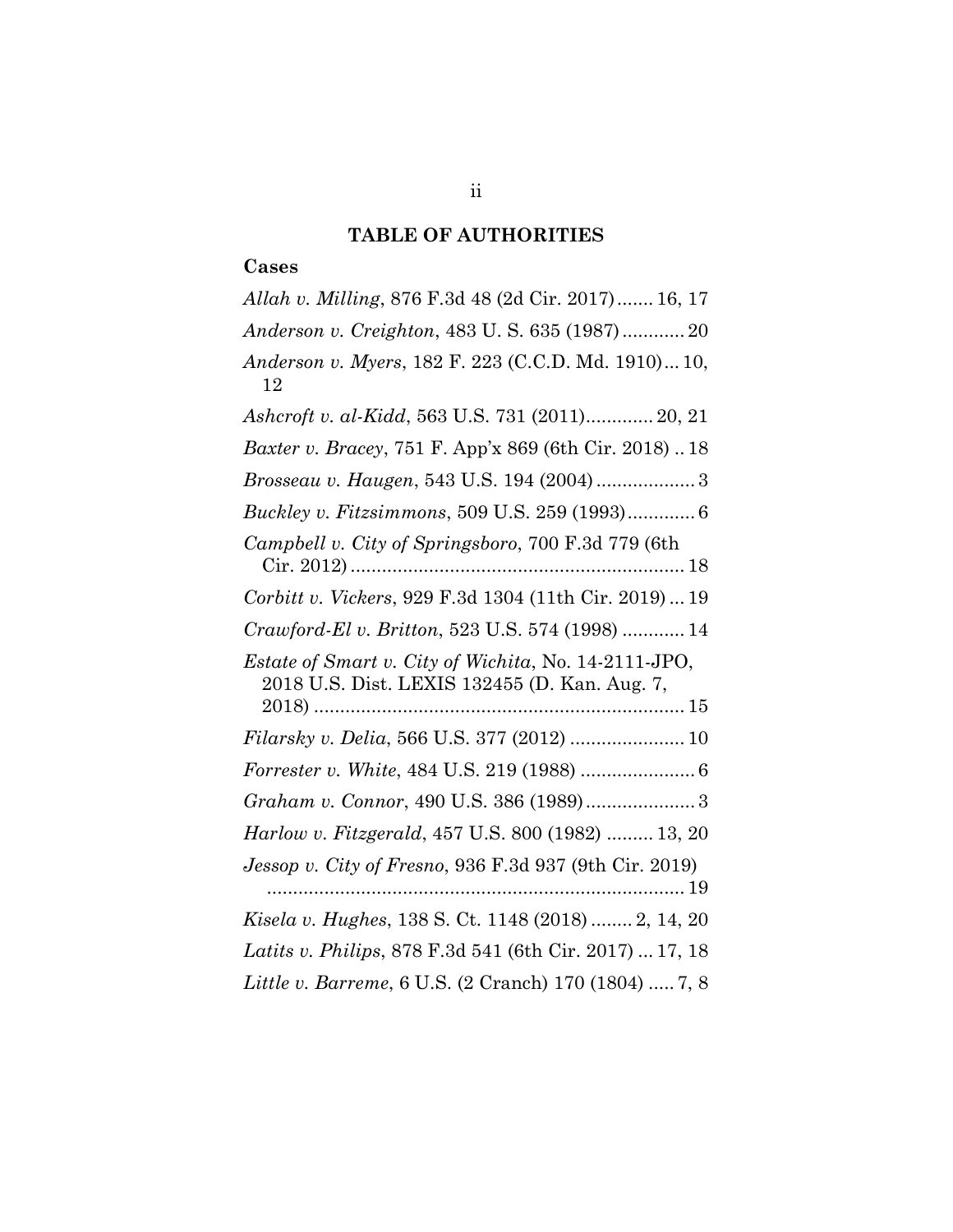## TABLE OF AUTHORITIES

### Cases

*Allah v. Milling*, 876 F.3d 48 (2d Cir. 2017) ....... 16, 17

*Anderson v. Creighton*, 483 U. S. 635 (1987) ............ 20

*Anderson v. Myers*, 182 F. 223 (C.C.D. Md. 1910) ... 10, 12

*Ashcroft v. al-Kidd*, 563 U.S. 731 (2011) ............. 20, 21

*Baxter v. Bracey*, 751 F. App'x 869 (6th Cir. 2018) .. 18

*Brosseau v. Haugen*, 543 U.S. 194 (2004) ................... 3

*Buckley v. Fitzsimmons*, 509 U.S. 259 (1993) ............. 6

*Campbell v. City of Springsboro*, 700 F.3d 779 (6th Cir. 2012) ................................................................. 18

*Corbitt v. Vickers*, 929 F.3d 1304 (11th Cir. 2019) ... 19

*Crawford-El v. Britton*, 523 U.S. 574 (1998) ............ 14

*Estate of Smart v. City of Wichita*, No. 14-2111-JPO, 2018 U.S. Dist. LEXIS 132455 (D. Kan. Aug. 7, 2018) ....................................................................... 15

*Filarsky v. Delia*, 566 U.S. 377 (2012) ...................... 10

*Forrester v. White*, 484 U.S. 219 (1988) ...................... 6

*Graham v. Connor*, 490 U.S. 386 (1989) ..................... 3

*Harlow v. Fitzgerald*, 457 U.S. 800 (1982) ......... 13, 20

*Jessop v. City of Fresno*, 936 F.3d 937 (9th Cir. 2019) ................................................................................. 19

*Kisela v. Hughes*, 138 S. Ct. 1148 (2018) ........ 2, 14, 20

*Latits v. Philips*, 878 F.3d 541 (6th Cir. 2017) ... 17, 18

*Little v. Barreme*, 6 U.S. (2 Cranch) 170 (1804) ..... 7, 8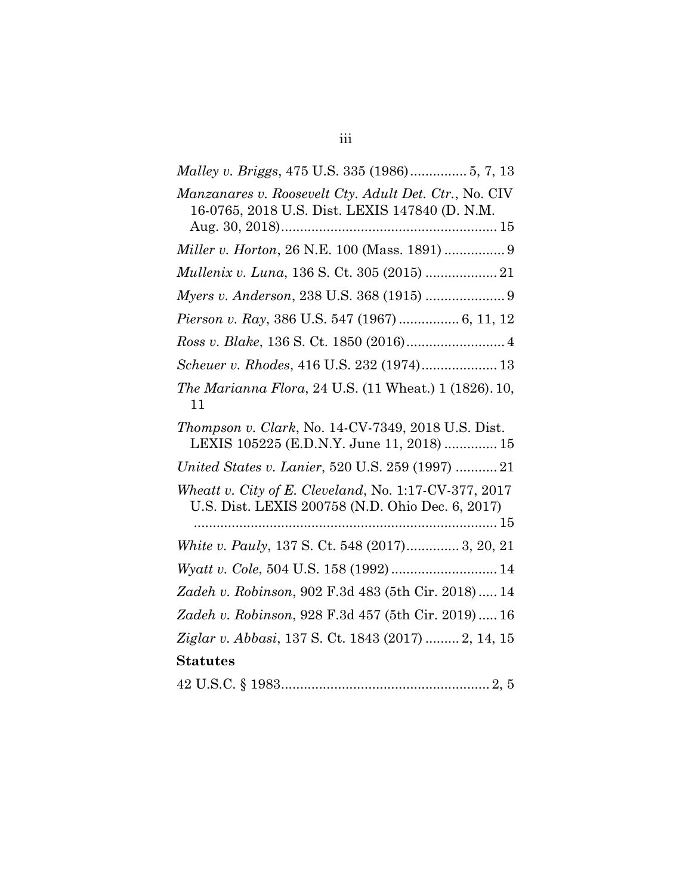*Malley v. Briggs*, 475 U.S. 335 (1986)............... 5, 7, 13

*Manzanares v. Roosevelt Cty. Adult Det. Ctr.*, No. CIV 16-0765, 2018 U.S. Dist. LEXIS 147840 (D. N.M. Aug. 30, 2018)......................................................... 15

*Miller v. Horton*, 26 N.E. 100 (Mass. 1891) ................ 9

*Mullenix v. Luna*, 136 S. Ct. 305 (2015) ................... 21

*Myers v. Anderson*, 238 U.S. 368 (1915) ..................... 9

*Pierson v. Ray*, 386 U.S. 547 (1967) ................ 6, 11, 12

*Ross v. Blake*, 136 S. Ct. 1850 (2016).......................... 4

*Scheuer v. Rhodes*, 416 U.S. 232 (1974).................... 13

*The Marianna Flora*, 24 U.S. (11 Wheat.) 1 (1826). 10, 11

*Thompson v. Clark*, No. 14-CV-7349, 2018 U.S. Dist. LEXIS 105225 (E.D.N.Y. June 11, 2018) .............. 15

*United States v. Lanier*, 520 U.S. 259 (1997) ........... 21

*Wheatt v. City of E. Cleveland*, No. 1:17-CV-377, 2017 U.S. Dist. LEXIS 200758 (N.D. Ohio Dec. 6, 2017) ................................................................................ 15

*White v. Pauly*, 137 S. Ct. 548 (2017).............. 3, 20, 21

*Wyatt v. Cole*, 504 U.S. 158 (1992) ............................ 14

*Zadeh v. Robinson*, 902 F.3d 483 (5th Cir. 2018)..... 14

*Zadeh v. Robinson*, 928 F.3d 457 (5th Cir. 2019)..... 16

*Ziglar v. Abbasi*, 137 S. Ct. 1843 (2017) ......... 2, 14, 15

**Statutes**

42 U.S.C. § 1983....................................................... 2, 5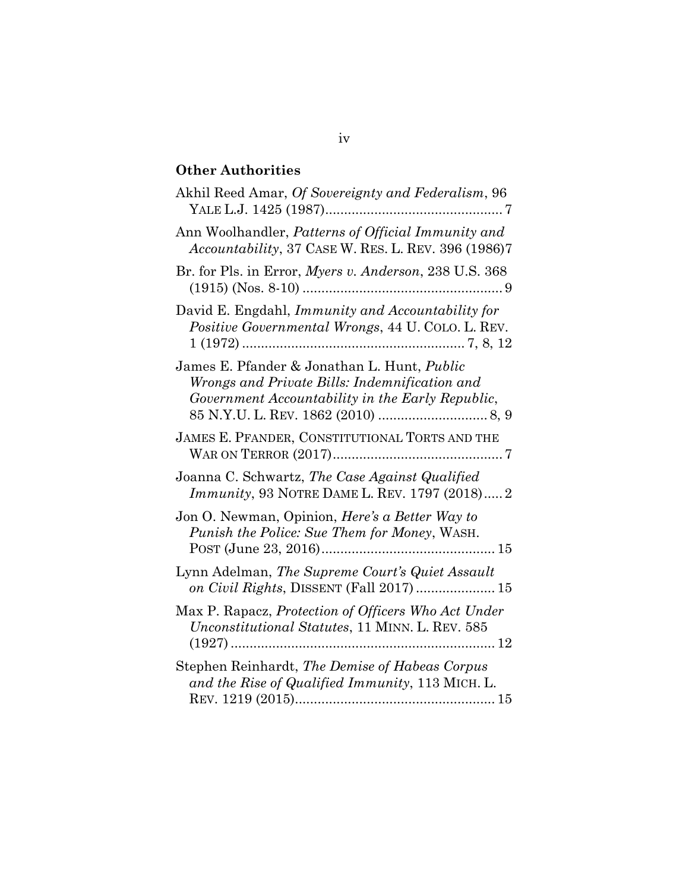**Other Authorities**

Akhil Reed Amar, *Of Sovereignty and Federalism*, 96 YALE L.J. 1425 (1987)............................................. 7

Ann Woolhandler, *Patterns of Official Immunity and Accountability*, 37 CASE W. RES. L. REV. 396 (1986)7

Br. for Pls. in Error, *Myers v. Anderson*, 238 U.S. 368 (1915) (Nos. 8-10) .................................................... 9

David E. Engdahl, *Immunity and Accountability for Positive Governmental Wrongs*, 44 U. COLO. L. REV. 1 (1972) .......................................................... 7, 8, 12

James E. Pfander & Jonathan L. Hunt, *Public Wrongs and Private Bills: Indemnification and Government Accountability in the Early Republic*, 85 N.Y.U. L. REV. 1862 (2010) ............................ 8, 9

JAMES E. PFANDER, CONSTITUTIONAL TORTS AND THE WAR ON TERROR (2017)............................................ 7

Joanna C. Schwartz, *The Case Against Qualified Immunity*, 93 NOTRE DAME L. REV. 1797 (2018)..... 2

Jon O. Newman, Opinion, *Here's a Better Way to Punish the Police: Sue Them for Money*, WASH. POST (June 23, 2016).............................................. 15

Lynn Adelman, *The Supreme Court's Quiet Assault on Civil Rights*, DISSENT (Fall 2017) ..................... 15

Max P. Rapacz, *Protection of Officers Who Act Under Unconstitutional Statutes*, 11 MINN. L. REV. 585 (1927) ...................................................................... 12

Stephen Reinhardt, *The Demise of Habeas Corpus and the Rise of Qualified Immunity*, 113 MICH. L. REV. 1219 (2015).................................................... 15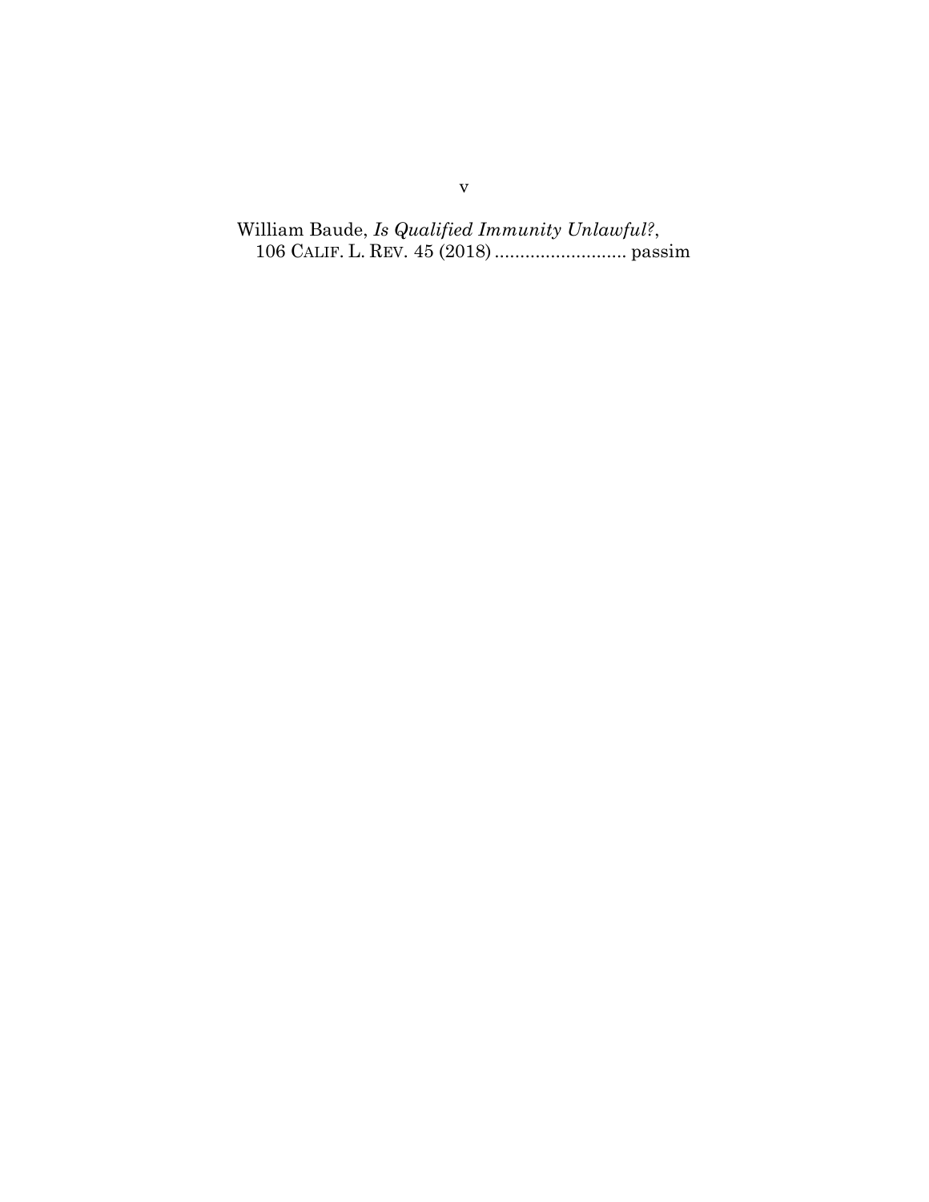William Baude, *Is Qualified Immunity Unlawful?*, 106 CALIF. L. REV. 45 (2018) .......................... passim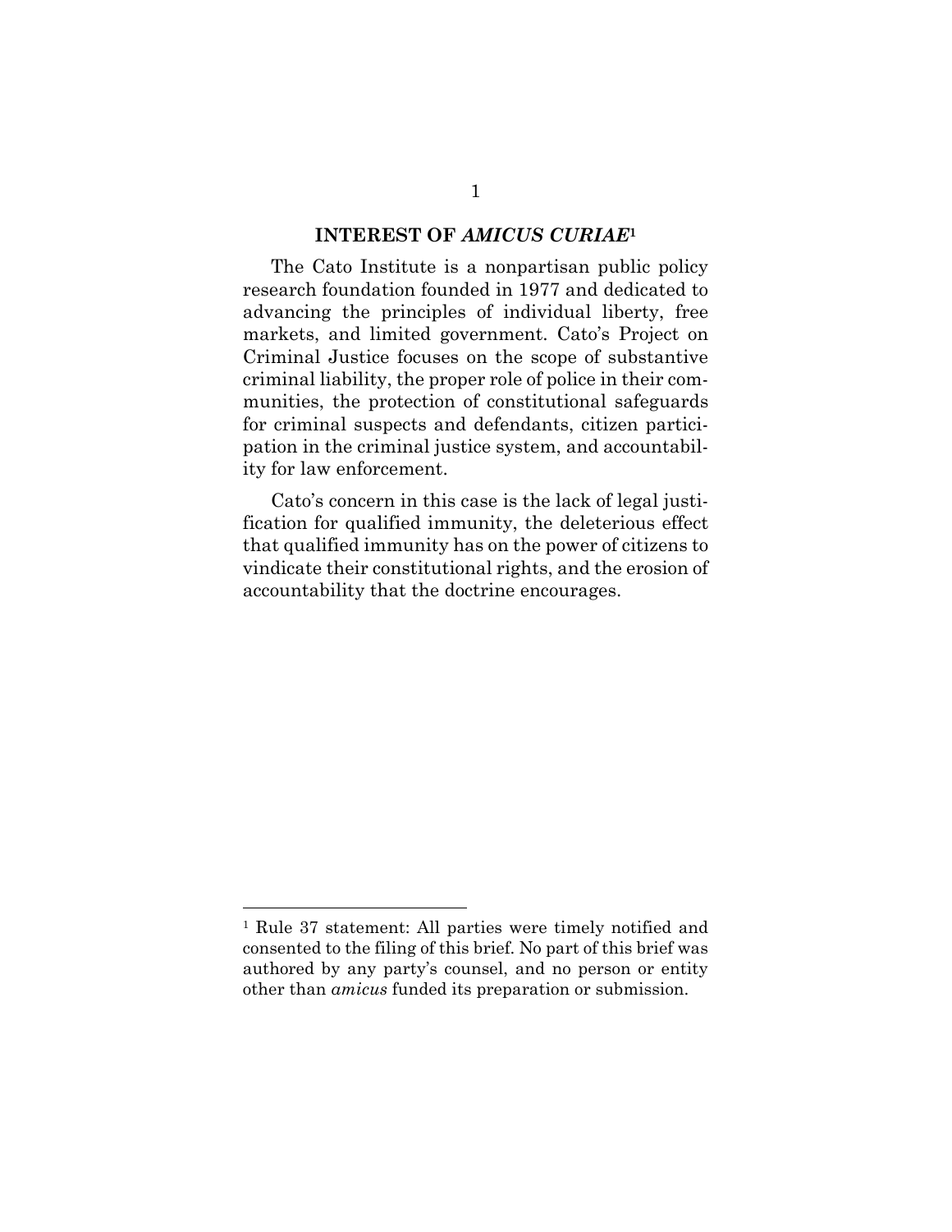## INTEREST OF *AMICUS CURIAE*[1]

The Cato Institute is a nonpartisan public policy research foundation founded in 1977 and dedicated to advancing the principles of individual liberty, free markets, and limited government. Cato's Project on Criminal Justice focuses on the scope of substantive criminal liability, the proper role of police in their communities, the protection of constitutional safeguards for criminal suspects and defendants, citizen participation in the criminal justice system, and accountability for law enforcement.

Cato's concern in this case is the lack of legal justification for qualified immunity, the deleterious effect that qualified immunity has on the power of citizens to vindicate their constitutional rights, and the erosion of accountability that the doctrine encourages.

---

[1] Rule 37 statement: All parties were timely notified and consented to the filing of this brief. No part of this brief was authored by any party's counsel, and no person or entity other than *amicus* funded its preparation or submission.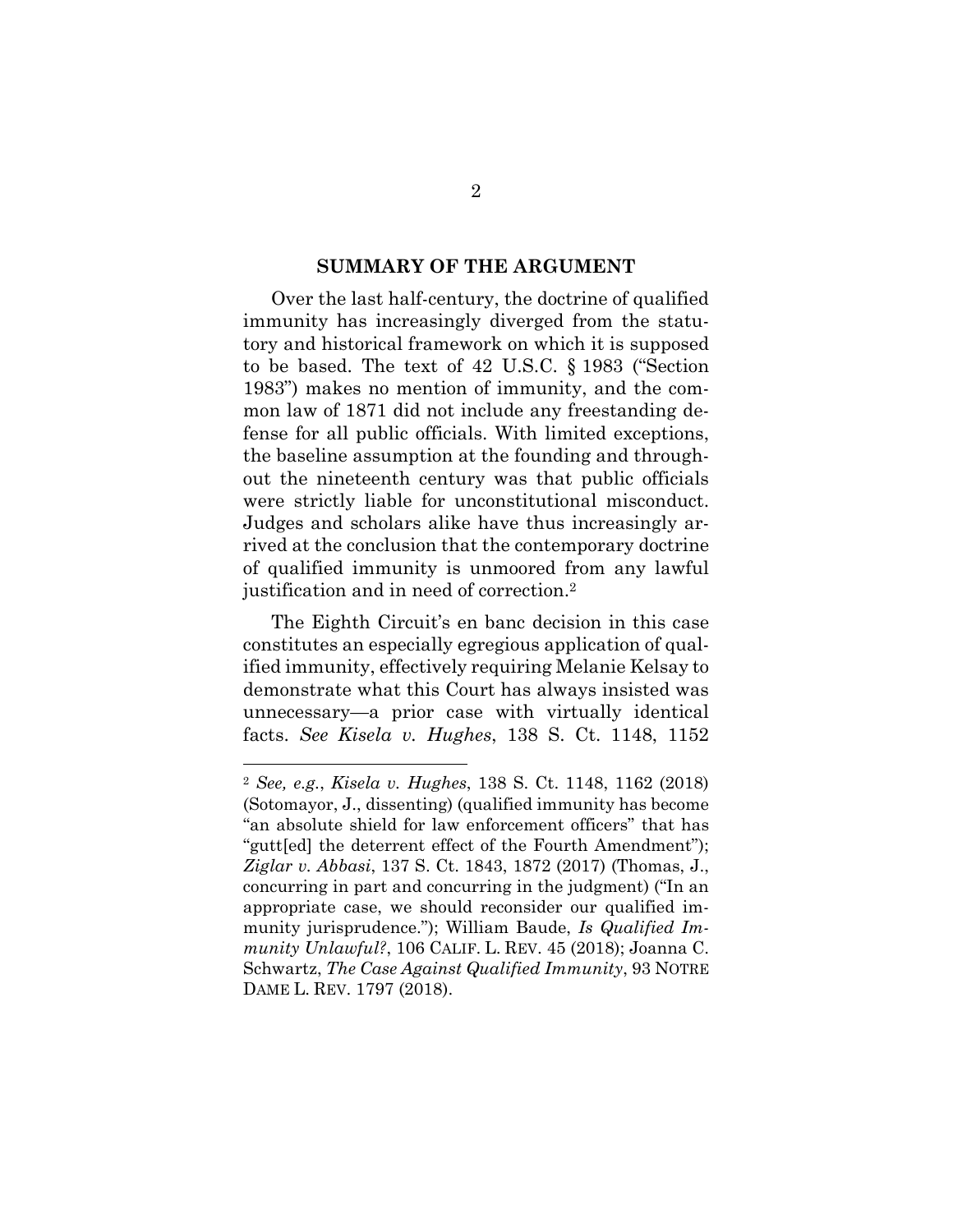## SUMMARY OF THE ARGUMENT

Over the last half-century, the doctrine of qualified immunity has increasingly diverged from the statutory and historical framework on which it is supposed to be based. The text of 42 U.S.C. § 1983 ("Section 1983") makes no mention of immunity, and the common law of 1871 did not include any freestanding defense for all public officials. With limited exceptions, the baseline assumption at the founding and throughout the nineteenth century was that public officials were strictly liable for unconstitutional misconduct. Judges and scholars alike have thus increasingly arrived at the conclusion that the contemporary doctrine of qualified immunity is unmoored from any lawful justification and in need of correction.[2]

The Eighth Circuit's en banc decision in this case constitutes an especially egregious application of qualified immunity, effectively requiring Melanie Kelsay to demonstrate what this Court has always insisted was unnecessary—a prior case with virtually identical facts. *See Kisela v. Hughes*, 138 S. Ct. 1148, 1152

---

[2] *See, e.g.*, *Kisela v. Hughes*, 138 S. Ct. 1148, 1162 (2018) (Sotomayor, J., dissenting) (qualified immunity has become "an absolute shield for law enforcement officers" that has "gutt[ed] the deterrent effect of the Fourth Amendment"); *Ziglar v. Abbasi*, 137 S. Ct. 1843, 1872 (2017) (Thomas, J., concurring in part and concurring in the judgment) ("In an appropriate case, we should reconsider our qualified immunity jurisprudence."); William Baude, *Is Qualified Immunity Unlawful?*, 106 CALIF. L. REV. 45 (2018); Joanna C. Schwartz, *The Case Against Qualified Immunity*, 93 NOTRE DAME L. REV. 1797 (2018).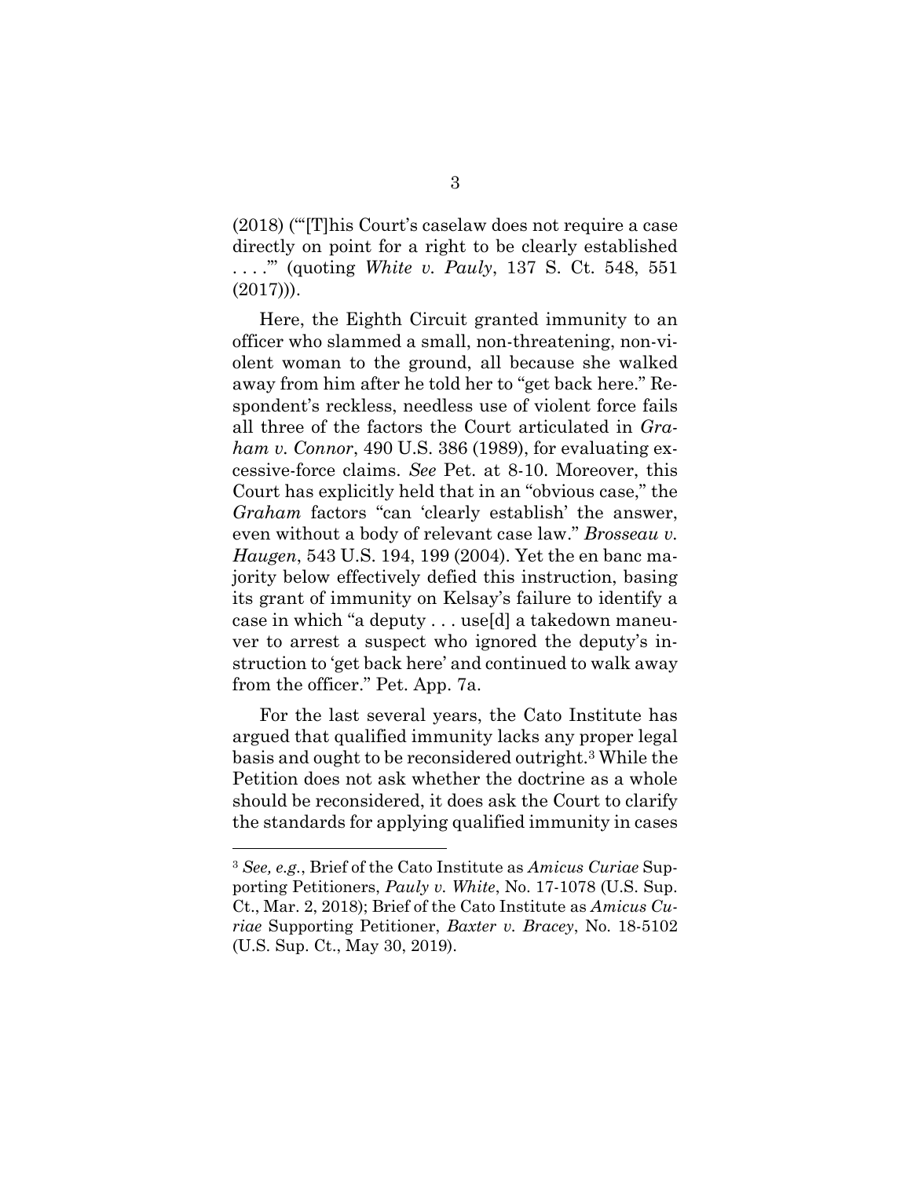(2018) ("'[T]his Court's caselaw does not require a case directly on point for a right to be clearly established . . . .'" (quoting *White v. Pauly*, 137 S. Ct. 548, 551 (2017))).

Here, the Eighth Circuit granted immunity to an officer who slammed a small, non-threatening, non-violent woman to the ground, all because she walked away from him after he told her to "get back here." Respondent's reckless, needless use of violent force fails all three of the factors the Court articulated in *Graham v. Connor*, 490 U.S. 386 (1989), for evaluating excessive-force claims. *See* Pet. at 8-10. Moreover, this Court has explicitly held that in an "obvious case," the *Graham* factors "can 'clearly establish' the answer, even without a body of relevant case law." *Brosseau v. Haugen*, 543 U.S. 194, 199 (2004). Yet the en banc majority below effectively defied this instruction, basing its grant of immunity on Kelsay's failure to identify a case in which "a deputy . . . use[d] a takedown maneuver to arrest a suspect who ignored the deputy's instruction to 'get back here' and continued to walk away from the officer." Pet. App. 7a.

For the last several years, the Cato Institute has argued that qualified immunity lacks any proper legal basis and ought to be reconsidered outright.[3] While the Petition does not ask whether the doctrine as a whole should be reconsidered, it does ask the Court to clarify the standards for applying qualified immunity in cases

---

[3] *See, e.g.*, Brief of the Cato Institute as *Amicus Curiae* Supporting Petitioners, *Pauly v. White*, No. 17-1078 (U.S. Sup. Ct., Mar. 2, 2018); Brief of the Cato Institute as *Amicus Curiae* Supporting Petitioner, *Baxter v. Bracey*, No. 18-5102 (U.S. Sup. Ct., May 30, 2019).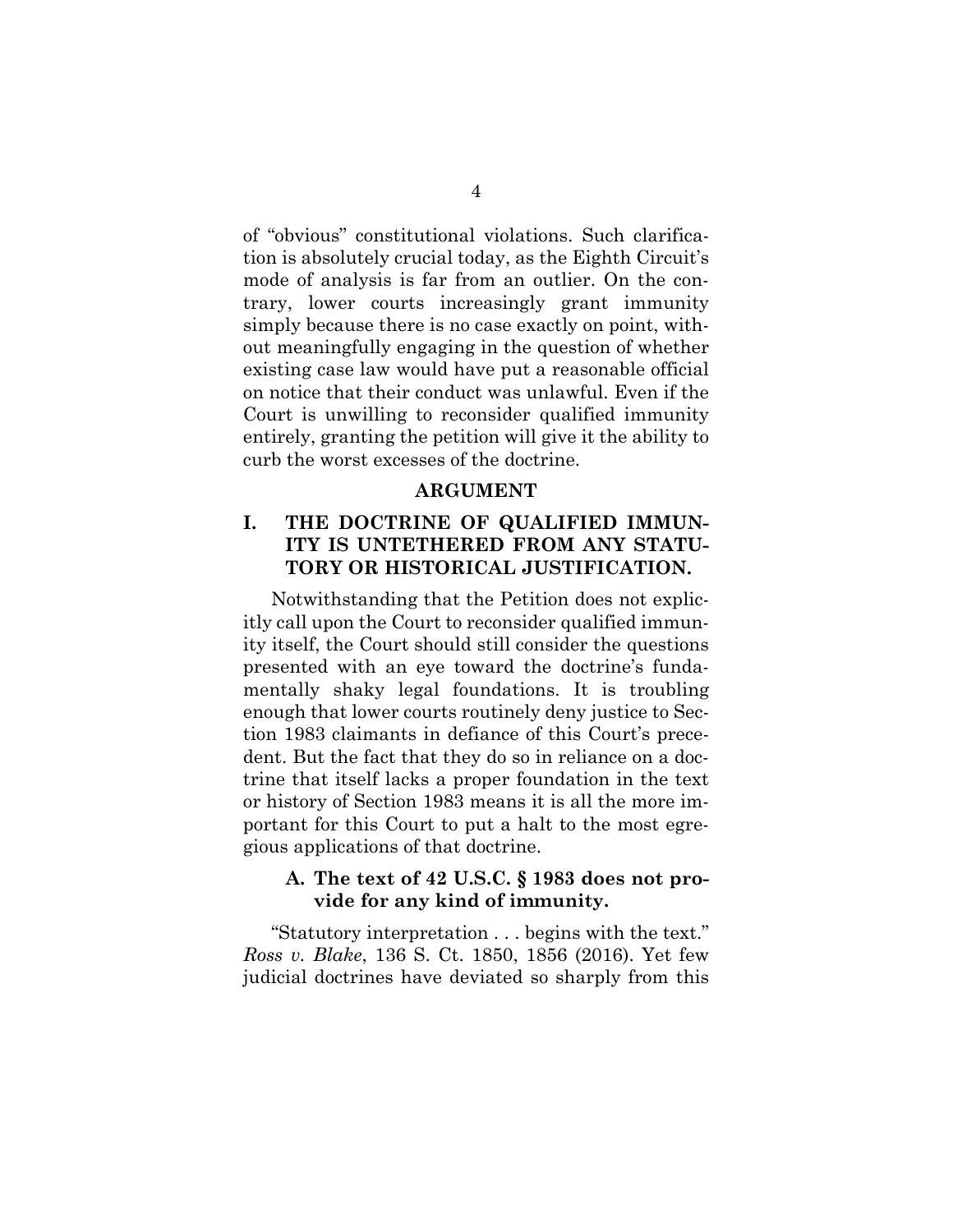of "obvious" constitutional violations. Such clarification is absolutely crucial today, as the Eighth Circuit's mode of analysis is far from an outlier. On the contrary, lower courts increasingly grant immunity simply because there is no case exactly on point, without meaningfully engaging in the question of whether existing case law would have put a reasonable official on notice that their conduct was unlawful. Even if the Court is unwilling to reconsider qualified immunity entirely, granting the petition will give it the ability to curb the worst excesses of the doctrine.

## ARGUMENT

## I. THE DOCTRINE OF QUALIFIED IMMUNITY IS UNTETHERED FROM ANY STATUTORY OR HISTORICAL JUSTIFICATION.

Notwithstanding that the Petition does not explicitly call upon the Court to reconsider qualified immunity itself, the Court should still consider the questions presented with an eye toward the doctrine's fundamentally shaky legal foundations. It is troubling enough that lower courts routinely deny justice to Section 1983 claimants in defiance of this Court's precedent. But the fact that they do so in reliance on a doctrine that itself lacks a proper foundation in the text or history of Section 1983 means it is all the more important for this Court to put a halt to the most egregious applications of that doctrine.

### A. The text of 42 U.S.C. § 1983 does not provide for any kind of immunity.

"Statutory interpretation . . . begins with the text." *Ross v. Blake*, 136 S. Ct. 1850, 1856 (2016). Yet few judicial doctrines have deviated so sharply from this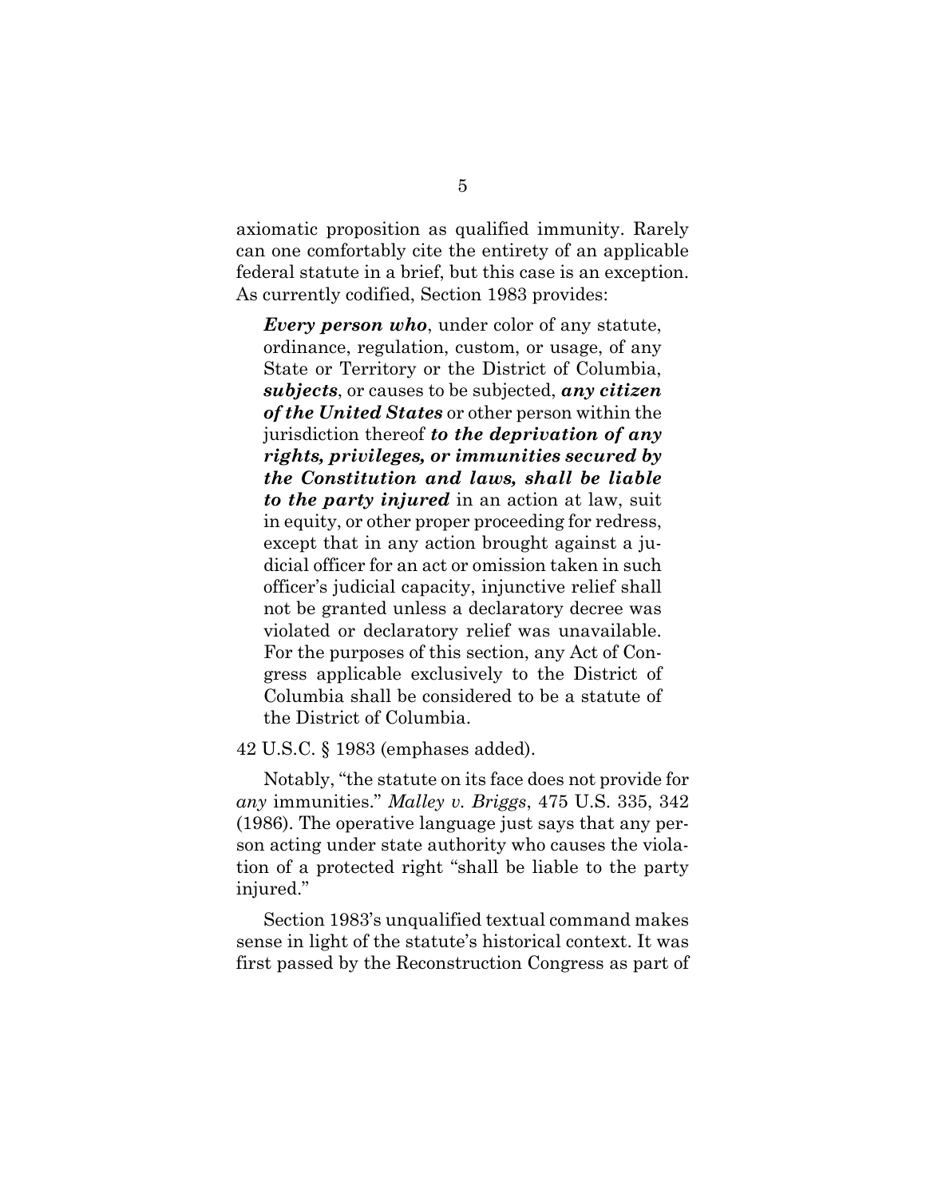axiomatic proposition as qualified immunity. Rarely can one comfortably cite the entirety of an applicable federal statute in a brief, but this case is an exception. As currently codified, Section 1983 provides:

> ***Every person who***, under color of any statute, ordinance, regulation, custom, or usage, of any State or Territory or the District of Columbia, ***subjects***, or causes to be subjected, ***any citizen of the United States*** or other person within the jurisdiction thereof ***to the deprivation of any rights, privileges, or immunities secured by the Constitution and laws, shall be liable to the party injured*** in an action at law, suit in equity, or other proper proceeding for redress, except that in any action brought against a judicial officer for an act or omission taken in such officer's judicial capacity, injunctive relief shall not be granted unless a declaratory decree was violated or declaratory relief was unavailable. For the purposes of this section, any Act of Congress applicable exclusively to the District of Columbia shall be considered to be a statute of the District of Columbia.

42 U.S.C. § 1983 (emphases added).

Notably, "the statute on its face does not provide for *any* immunities." *Malley v. Briggs*, 475 U.S. 335, 342 (1986). The operative language just says that any person acting under state authority who causes the violation of a protected right "shall be liable to the party injured."

Section 1983's unqualified textual command makes sense in light of the statute's historical context. It was first passed by the Reconstruction Congress as part of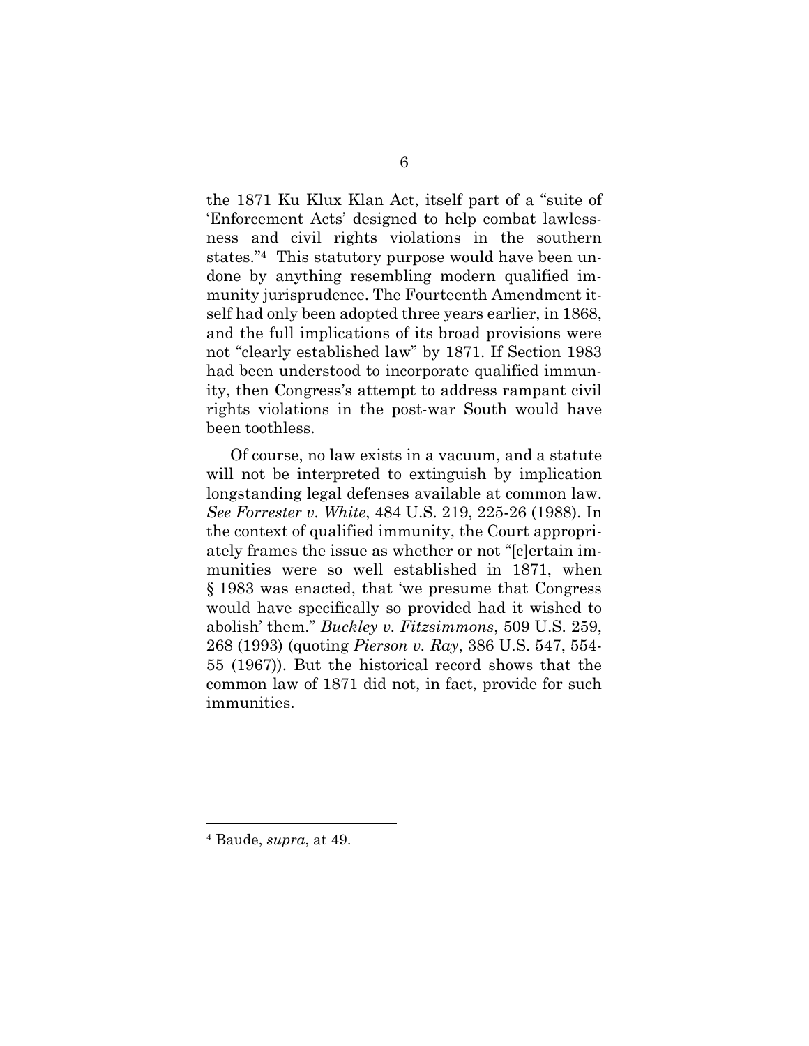the 1871 Ku Klux Klan Act, itself part of a "suite of 'Enforcement Acts' designed to help combat lawlessness and civil rights violations in the southern states."[4] This statutory purpose would have been undone by anything resembling modern qualified immunity jurisprudence. The Fourteenth Amendment itself had only been adopted three years earlier, in 1868, and the full implications of its broad provisions were not "clearly established law" by 1871. If Section 1983 had been understood to incorporate qualified immunity, then Congress's attempt to address rampant civil rights violations in the post-war South would have been toothless.

Of course, no law exists in a vacuum, and a statute will not be interpreted to extinguish by implication longstanding legal defenses available at common law. *See Forrester v. White*, 484 U.S. 219, 225-26 (1988). In the context of qualified immunity, the Court appropriately frames the issue as whether or not "[c]ertain immunities were so well established in 1871, when § 1983 was enacted, that 'we presume that Congress would have specifically so provided had it wished to abolish' them." *Buckley v. Fitzsimmons*, 509 U.S. 259, 268 (1993) (quoting *Pierson v. Ray*, 386 U.S. 547, 554-55 (1967)). But the historical record shows that the common law of 1871 did not, in fact, provide for such immunities.

---

[4] Baude, *supra*, at 49.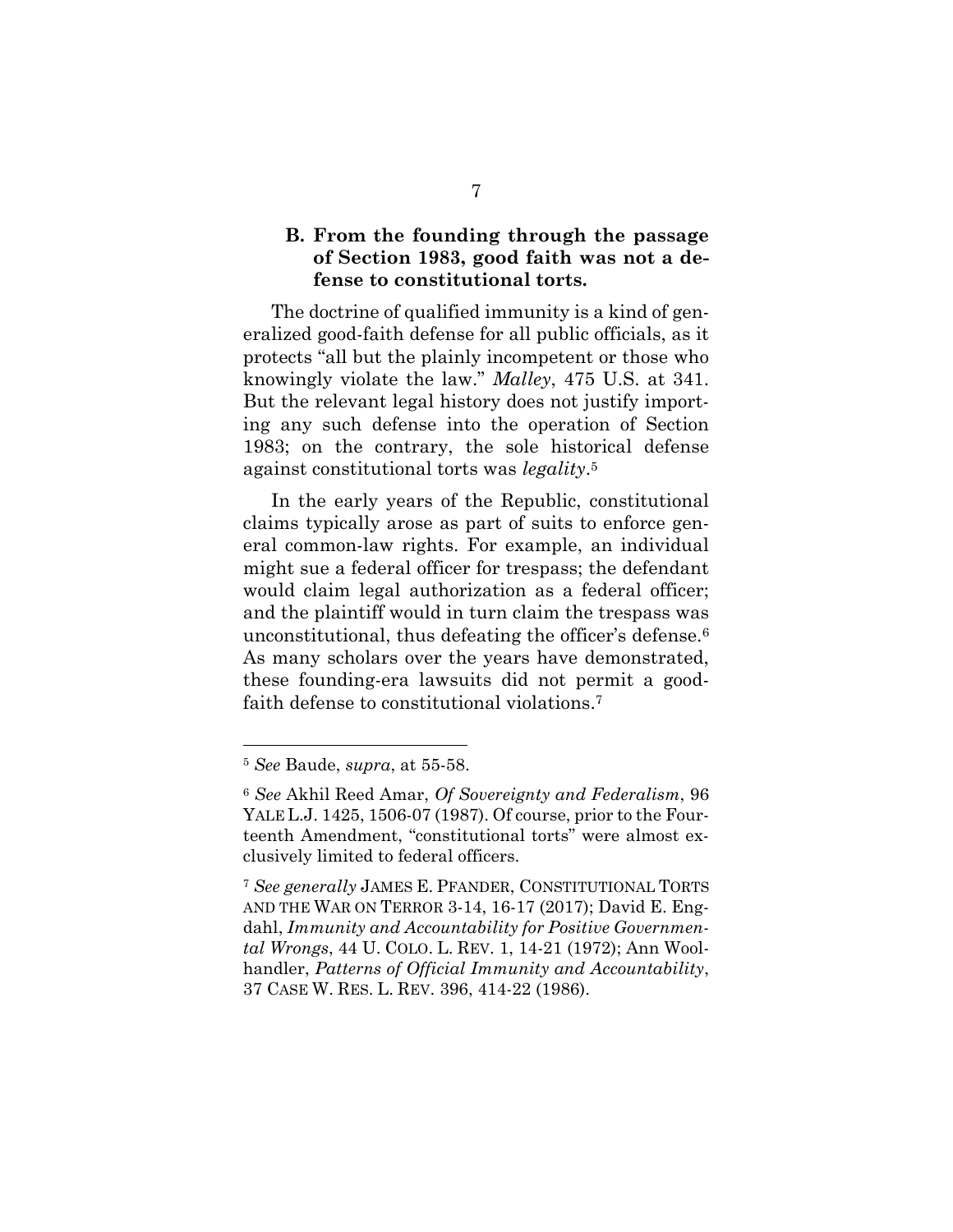### B. From the founding through the passage of Section 1983, good faith was not a defense to constitutional torts.

The doctrine of qualified immunity is a kind of generalized good-faith defense for all public officials, as it protects "all but the plainly incompetent or those who knowingly violate the law." *Malley*, 475 U.S. at 341. But the relevant legal history does not justify importing any such defense into the operation of Section 1983; on the contrary, the sole historical defense against constitutional torts was *legality*.[5]

In the early years of the Republic, constitutional claims typically arose as part of suits to enforce general common-law rights. For example, an individual might sue a federal officer for trespass; the defendant would claim legal authorization as a federal officer; and the plaintiff would in turn claim the trespass was unconstitutional, thus defeating the officer's defense.[6] As many scholars over the years have demonstrated, these founding-era lawsuits did not permit a good-faith defense to constitutional violations.[7]

---

[5] *See* Baude, *supra*, at 55-58.

[6] *See* Akhil Reed Amar, *Of Sovereignty and Federalism*, 96 YALE L.J. 1425, 1506-07 (1987). Of course, prior to the Fourteenth Amendment, "constitutional torts" were almost exclusively limited to federal officers.

[7] *See generally* JAMES E. PFANDER, CONSTITUTIONAL TORTS AND THE WAR ON TERROR 3-14, 16-17 (2017); David E. Engdahl, *Immunity and Accountability for Positive Governmental Wrongs*, 44 U. COLO. L. REV. 1, 14-21 (1972); Ann Woolhandler, *Patterns of Official Immunity and Accountability*, 37 CASE W. RES. L. REV. 396, 414-22 (1986).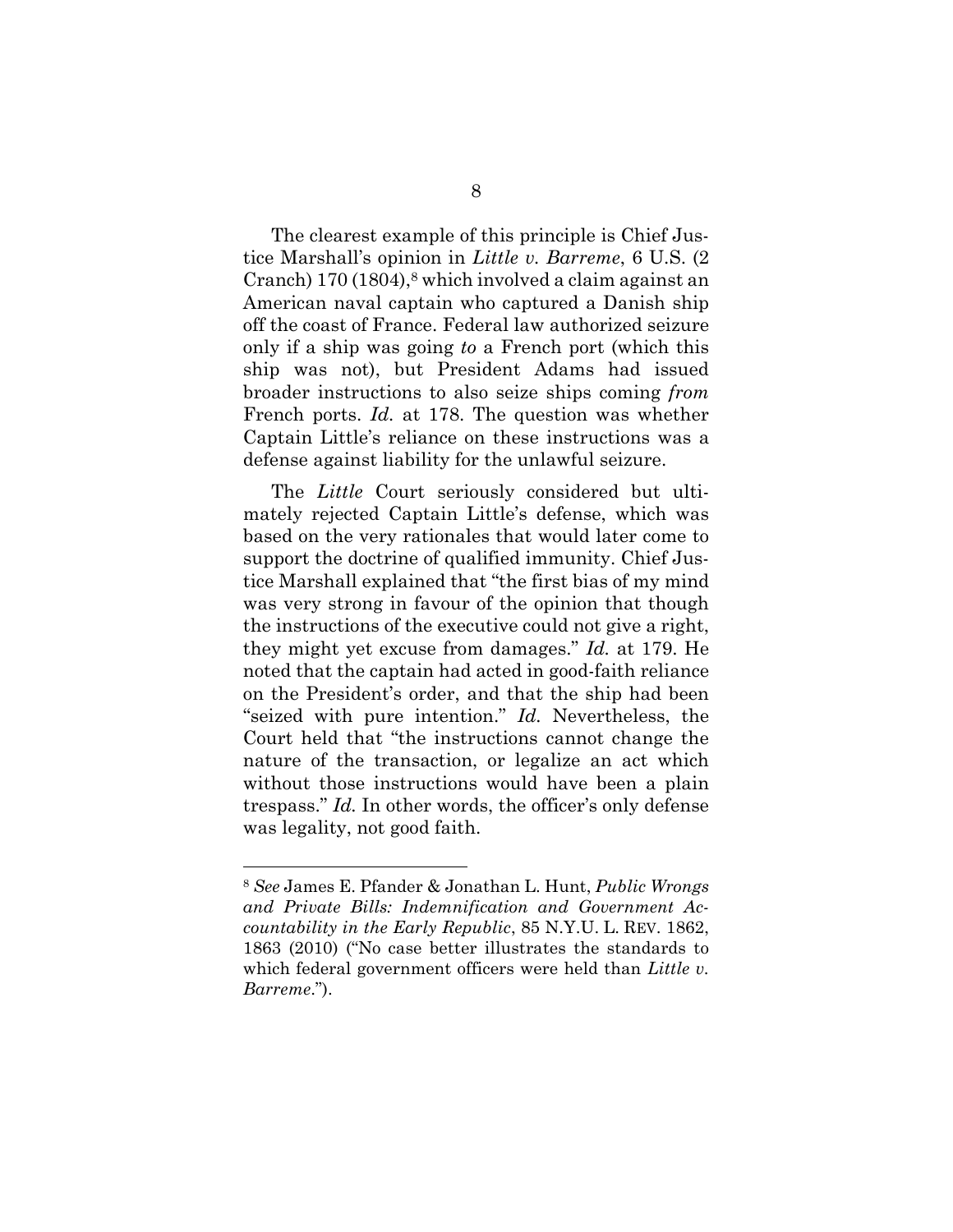The clearest example of this principle is Chief Justice Marshall's opinion in *Little v. Barreme*, 6 U.S. (2 Cranch) 170 (1804),[8] which involved a claim against an American naval captain who captured a Danish ship off the coast of France. Federal law authorized seizure only if a ship was going *to* a French port (which this ship was not), but President Adams had issued broader instructions to also seize ships coming *from* French ports. *Id.* at 178. The question was whether Captain Little's reliance on these instructions was a defense against liability for the unlawful seizure.

The *Little* Court seriously considered but ultimately rejected Captain Little's defense, which was based on the very rationales that would later come to support the doctrine of qualified immunity. Chief Justice Marshall explained that "the first bias of my mind was very strong in favour of the opinion that though the instructions of the executive could not give a right, they might yet excuse from damages." *Id.* at 179. He noted that the captain had acted in good-faith reliance on the President's order, and that the ship had been "seized with pure intention." *Id.* Nevertheless, the Court held that "the instructions cannot change the nature of the transaction, or legalize an act which without those instructions would have been a plain trespass." *Id.* In other words, the officer's only defense was legality, not good faith.

---

[8] *See* James E. Pfander & Jonathan L. Hunt, *Public Wrongs and Private Bills: Indemnification and Government Accountability in the Early Republic*, 85 N.Y.U. L. REV. 1862, 1863 (2010) ("No case better illustrates the standards to which federal government officers were held than *Little v. Barreme*.").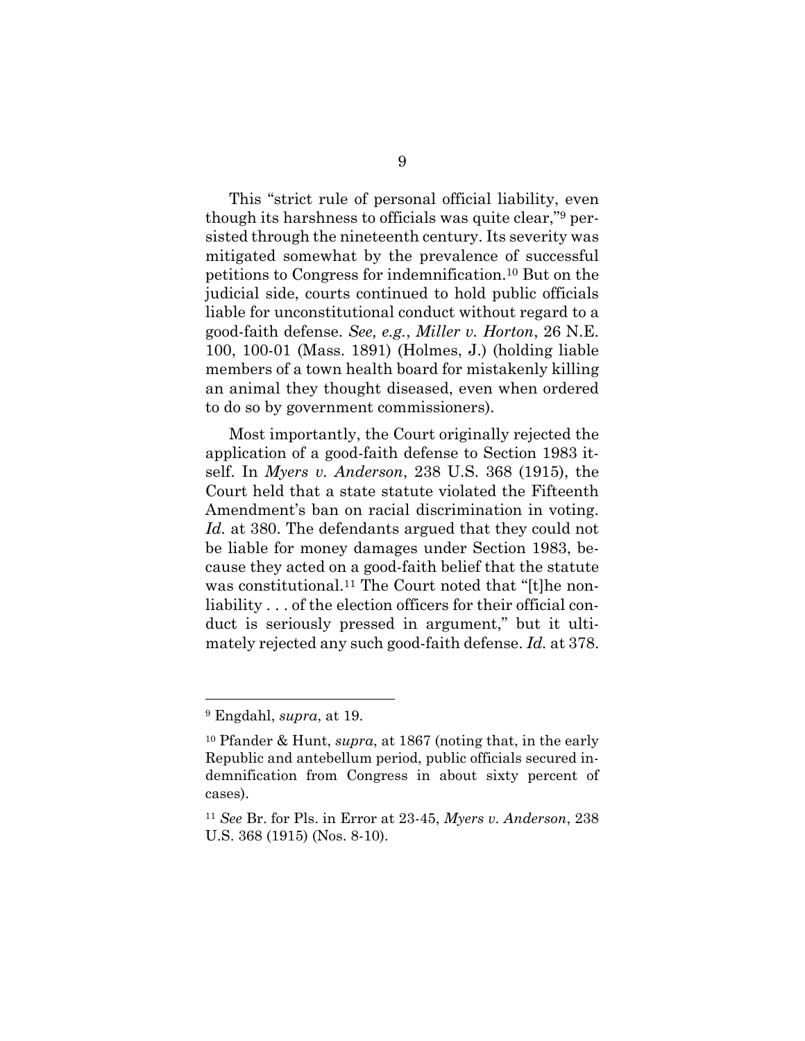This "strict rule of personal official liability, even though its harshness to officials was quite clear,"[9] persisted through the nineteenth century. Its severity was mitigated somewhat by the prevalence of successful petitions to Congress for indemnification.[10] But on the judicial side, courts continued to hold public officials liable for unconstitutional conduct without regard to a good-faith defense. *See, e.g.*, *Miller v. Horton*, 26 N.E. 100, 100-01 (Mass. 1891) (Holmes, J.) (holding liable members of a town health board for mistakenly killing an animal they thought diseased, even when ordered to do so by government commissioners).

Most importantly, the Court originally rejected the application of a good-faith defense to Section 1983 itself. In *Myers v. Anderson*, 238 U.S. 368 (1915), the Court held that a state statute violated the Fifteenth Amendment's ban on racial discrimination in voting. *Id.* at 380. The defendants argued that they could not be liable for money damages under Section 1983, because they acted on a good-faith belief that the statute was constitutional.[11] The Court noted that "[t]he non-liability . . . of the election officers for their official conduct is seriously pressed in argument," but it ultimately rejected any such good-faith defense. *Id.* at 378.

---

[9] Engdahl, *supra*, at 19.

[10] Pfander & Hunt, *supra*, at 1867 (noting that, in the early Republic and antebellum period, public officials secured indemnification from Congress in about sixty percent of cases).

[11] *See* Br. for Pls. in Error at 23-45, *Myers v. Anderson*, 238 U.S. 368 (1915) (Nos. 8-10).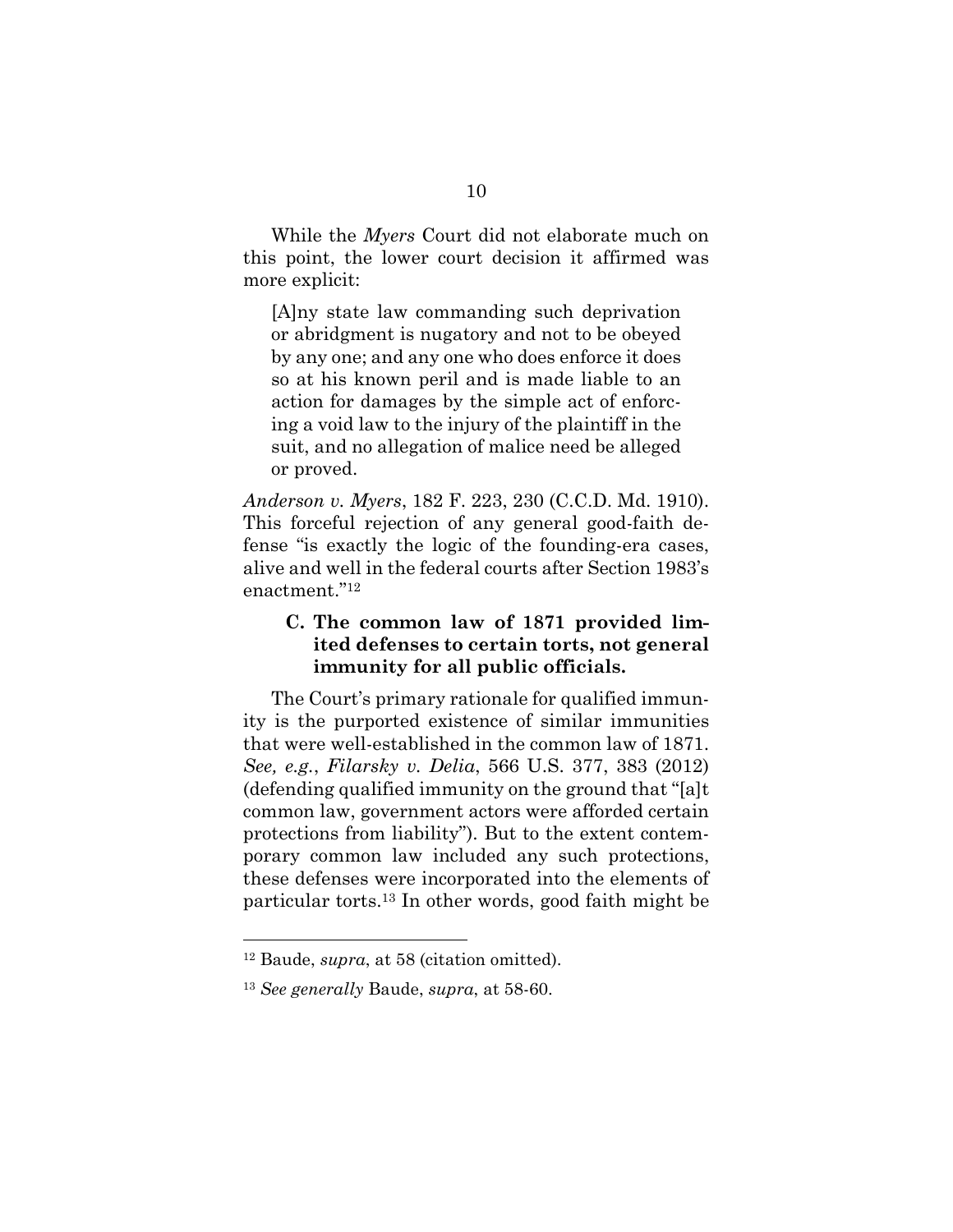While the *Myers* Court did not elaborate much on this point, the lower court decision it affirmed was more explicit:

> [A]ny state law commanding such deprivation or abridgment is nugatory and not to be obeyed by any one; and any one who does enforce it does so at his known peril and is made liable to an action for damages by the simple act of enforcing a void law to the injury of the plaintiff in the suit, and no allegation of malice need be alleged or proved.

*Anderson v. Myers*, 182 F. 223, 230 (C.C.D. Md. 1910). This forceful rejection of any general good-faith defense "is exactly the logic of the founding-era cases, alive and well in the federal courts after Section 1983's enactment."[12]

### C. The common law of 1871 provided limited defenses to certain torts, not general immunity for all public officials.

The Court's primary rationale for qualified immunity is the purported existence of similar immunities that were well-established in the common law of 1871. *See, e.g.*, *Filarsky v. Delia*, 566 U.S. 377, 383 (2012) (defending qualified immunity on the ground that "[a]t common law, government actors were afforded certain protections from liability"). But to the extent contemporary common law included any such protections, these defenses were incorporated into the elements of particular torts.[13] In other words, good faith might be

---

[12] Baude, *supra*, at 58 (citation omitted).

[13] *See generally* Baude, *supra*, at 58-60.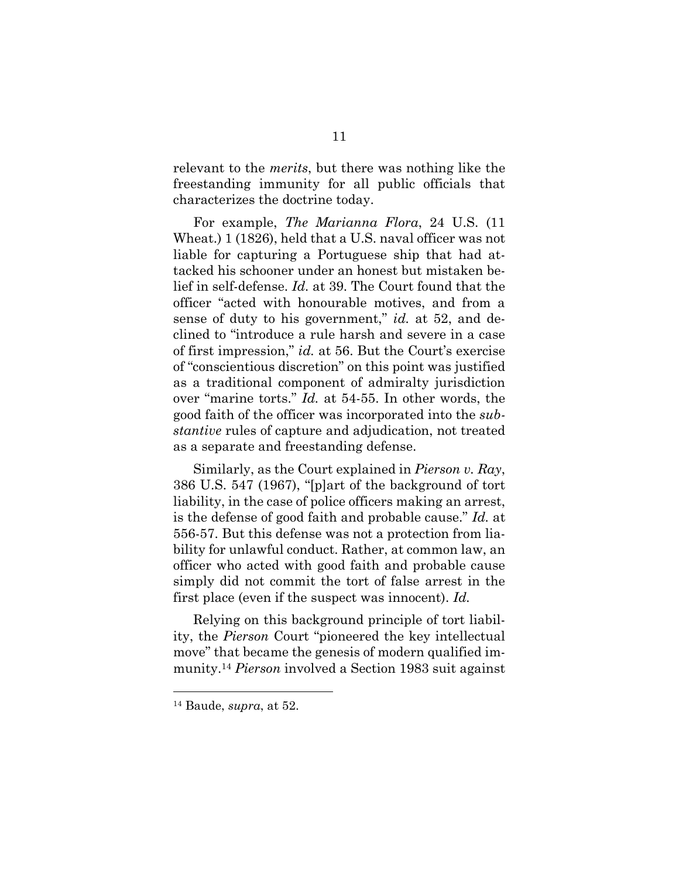relevant to the *merits*, but there was nothing like the freestanding immunity for all public officials that characterizes the doctrine today.

For example, *The Marianna Flora*, 24 U.S. (11 Wheat.) 1 (1826), held that a U.S. naval officer was not liable for capturing a Portuguese ship that had attacked his schooner under an honest but mistaken belief in self-defense. *Id.* at 39. The Court found that the officer "acted with honourable motives, and from a sense of duty to his government," *id.* at 52, and declined to "introduce a rule harsh and severe in a case of first impression," *id.* at 56. But the Court's exercise of "conscientious discretion" on this point was justified as a traditional component of admiralty jurisdiction over "marine torts." *Id.* at 54-55. In other words, the good faith of the officer was incorporated into the *substantive* rules of capture and adjudication, not treated as a separate and freestanding defense.

Similarly, as the Court explained in *Pierson v. Ray*, 386 U.S. 547 (1967), "[p]art of the background of tort liability, in the case of police officers making an arrest, is the defense of good faith and probable cause." *Id.* at 556-57. But this defense was not a protection from liability for unlawful conduct. Rather, at common law, an officer who acted with good faith and probable cause simply did not commit the tort of false arrest in the first place (even if the suspect was innocent). *Id.*

Relying on this background principle of tort liability, the *Pierson* Court "pioneered the key intellectual move" that became the genesis of modern qualified immunity.[14] *Pierson* involved a Section 1983 suit against

[14] Baude, *supra*, at 52.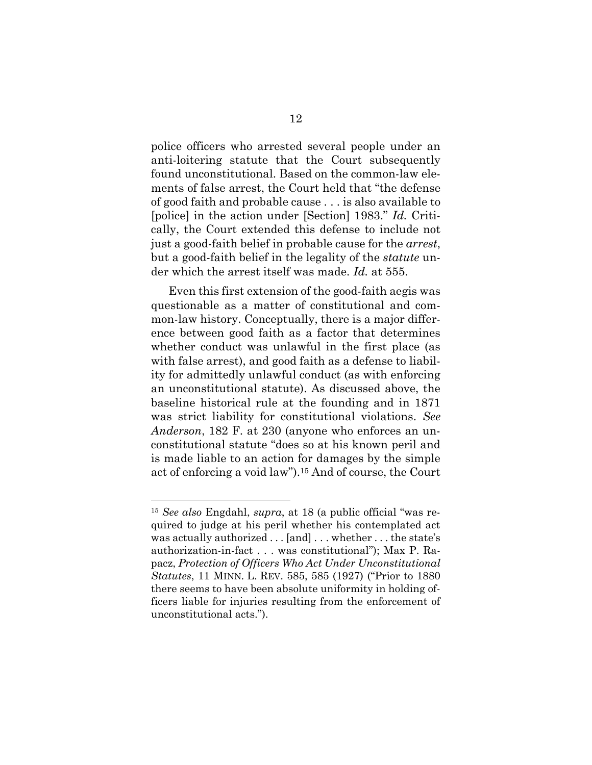police officers who arrested several people under an anti-loitering statute that the Court subsequently found unconstitutional. Based on the common-law elements of false arrest, the Court held that "the defense of good faith and probable cause . . . is also available to [police] in the action under [Section] 1983." *Id.* Critically, the Court extended this defense to include not just a good-faith belief in probable cause for the *arrest*, but a good-faith belief in the legality of the *statute* under which the arrest itself was made. *Id.* at 555.

Even this first extension of the good-faith aegis was questionable as a matter of constitutional and common-law history. Conceptually, there is a major difference between good faith as a factor that determines whether conduct was unlawful in the first place (as with false arrest), and good faith as a defense to liability for admittedly unlawful conduct (as with enforcing an unconstitutional statute). As discussed above, the baseline historical rule at the founding and in 1871 was strict liability for constitutional violations. *See Anderson*, 182 F. at 230 (anyone who enforces an unconstitutional statute "does so at his known peril and is made liable to an action for damages by the simple act of enforcing a void law").[15] And of course, the Court

---

[15] *See also* Engdahl, *supra*, at 18 (a public official "was required to judge at his peril whether his contemplated act was actually authorized . . . [and] . . . whether . . . the state's authorization-in-fact . . . was constitutional"); Max P. Rapacz, *Protection of Officers Who Act Under Unconstitutional Statutes*, 11 MINN. L. REV. 585, 585 (1927) ("Prior to 1880 there seems to have been absolute uniformity in holding officers liable for injuries resulting from the enforcement of unconstitutional acts.").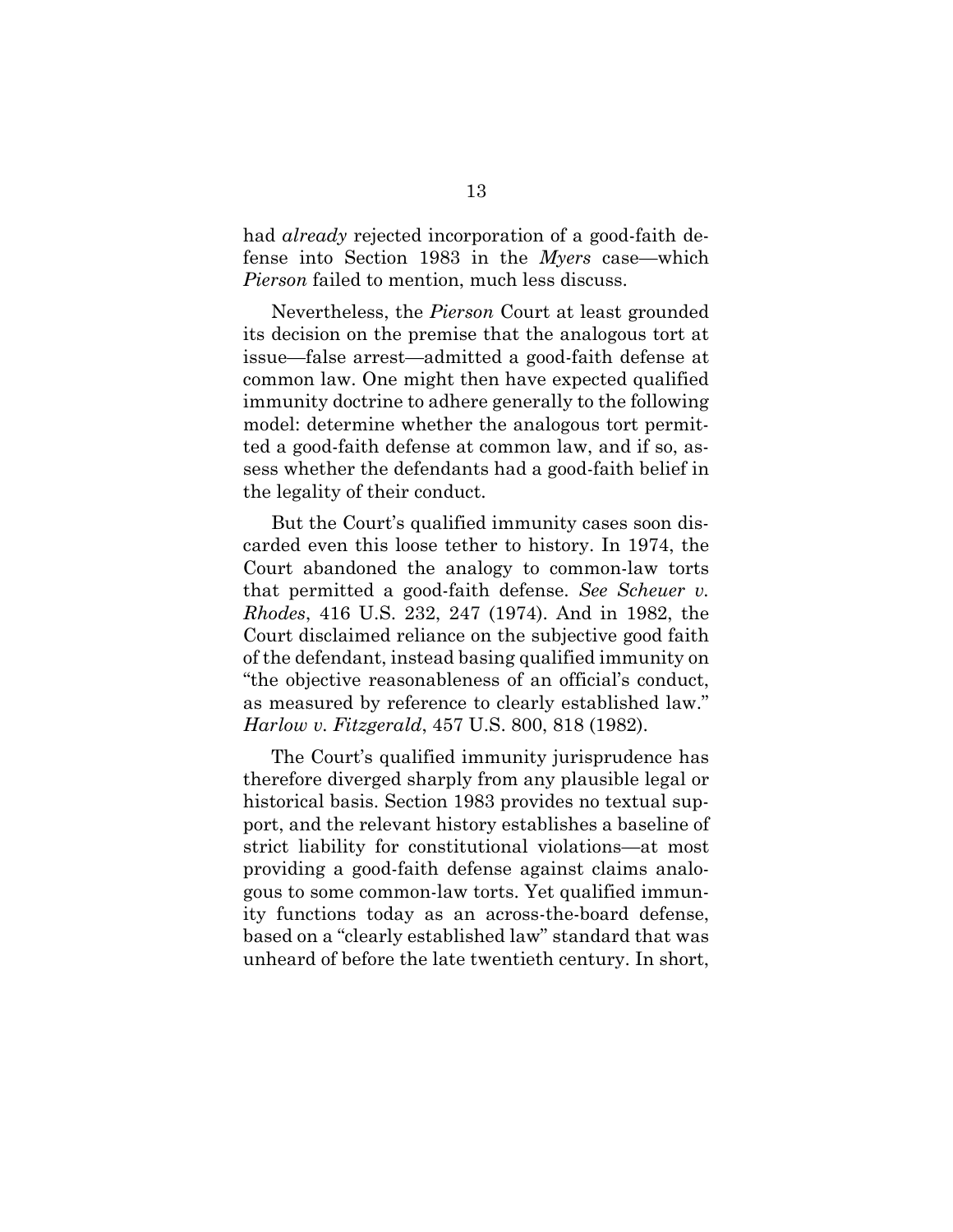had *already* rejected incorporation of a good-faith defense into Section 1983 in the *Myers* case—which *Pierson* failed to mention, much less discuss.

Nevertheless, the *Pierson* Court at least grounded its decision on the premise that the analogous tort at issue—false arrest—admitted a good-faith defense at common law. One might then have expected qualified immunity doctrine to adhere generally to the following model: determine whether the analogous tort permitted a good-faith defense at common law, and if so, assess whether the defendants had a good-faith belief in the legality of their conduct.

But the Court's qualified immunity cases soon discarded even this loose tether to history. In 1974, the Court abandoned the analogy to common-law torts that permitted a good-faith defense. *See Scheuer v. Rhodes*, 416 U.S. 232, 247 (1974). And in 1982, the Court disclaimed reliance on the subjective good faith of the defendant, instead basing qualified immunity on "the objective reasonableness of an official's conduct, as measured by reference to clearly established law." *Harlow v. Fitzgerald*, 457 U.S. 800, 818 (1982).

The Court's qualified immunity jurisprudence has therefore diverged sharply from any plausible legal or historical basis. Section 1983 provides no textual support, and the relevant history establishes a baseline of strict liability for constitutional violations—at most providing a good-faith defense against claims analogous to some common-law torts. Yet qualified immunity functions today as an across-the-board defense, based on a "clearly established law" standard that was unheard of before the late twentieth century. In short,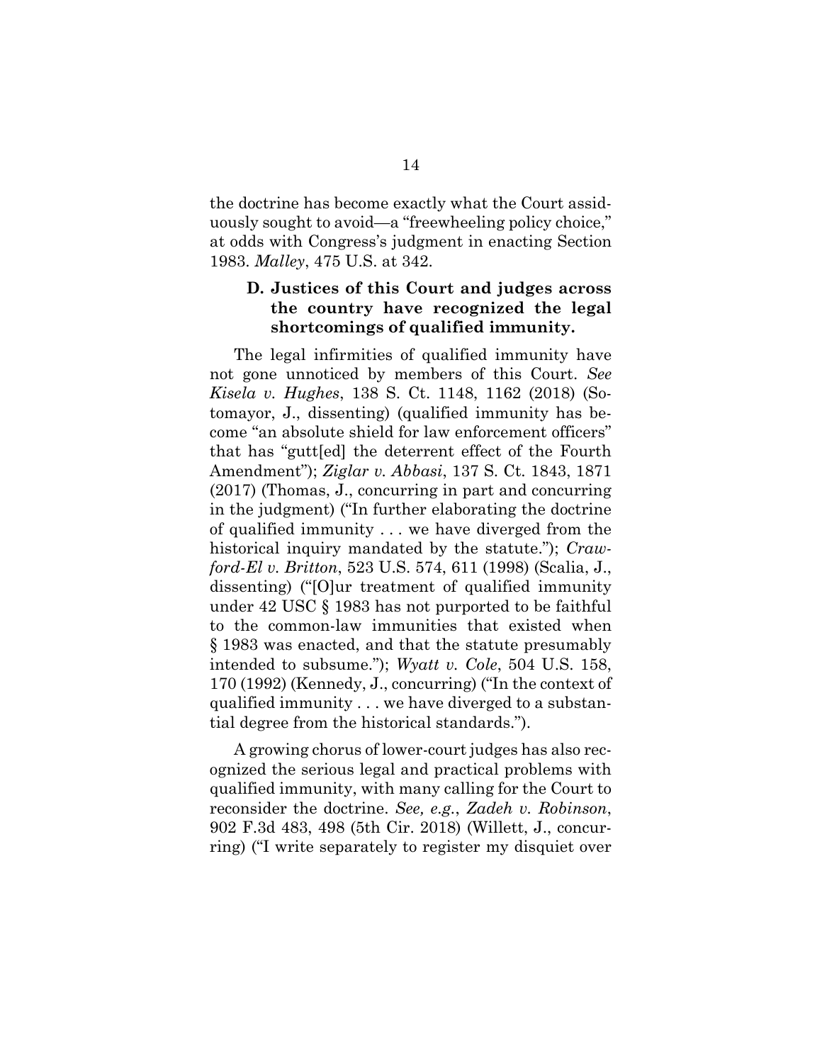the doctrine has become exactly what the Court assiduously sought to avoid—a "freewheeling policy choice," at odds with Congress's judgment in enacting Section 1983. *Malley*, 475 U.S. at 342.

### D. Justices of this Court and judges across the country have recognized the legal shortcomings of qualified immunity.

The legal infirmities of qualified immunity have not gone unnoticed by members of this Court. *See Kisela v. Hughes*, 138 S. Ct. 1148, 1162 (2018) (Sotomayor, J., dissenting) (qualified immunity has become "an absolute shield for law enforcement officers" that has "gutt[ed] the deterrent effect of the Fourth Amendment"); *Ziglar v. Abbasi*, 137 S. Ct. 1843, 1871 (2017) (Thomas, J., concurring in part and concurring in the judgment) ("In further elaborating the doctrine of qualified immunity . . . we have diverged from the historical inquiry mandated by the statute."); *Crawford-El v. Britton*, 523 U.S. 574, 611 (1998) (Scalia, J., dissenting) ("[O]ur treatment of qualified immunity under 42 USC § 1983 has not purported to be faithful to the common-law immunities that existed when § 1983 was enacted, and that the statute presumably intended to subsume."); *Wyatt v. Cole*, 504 U.S. 158, 170 (1992) (Kennedy, J., concurring) ("In the context of qualified immunity . . . we have diverged to a substantial degree from the historical standards.").

A growing chorus of lower-court judges has also recognized the serious legal and practical problems with qualified immunity, with many calling for the Court to reconsider the doctrine. *See, e.g.*, *Zadeh v. Robinson*, 902 F.3d 483, 498 (5th Cir. 2018) (Willett, J., concurring) ("I write separately to register my disquiet over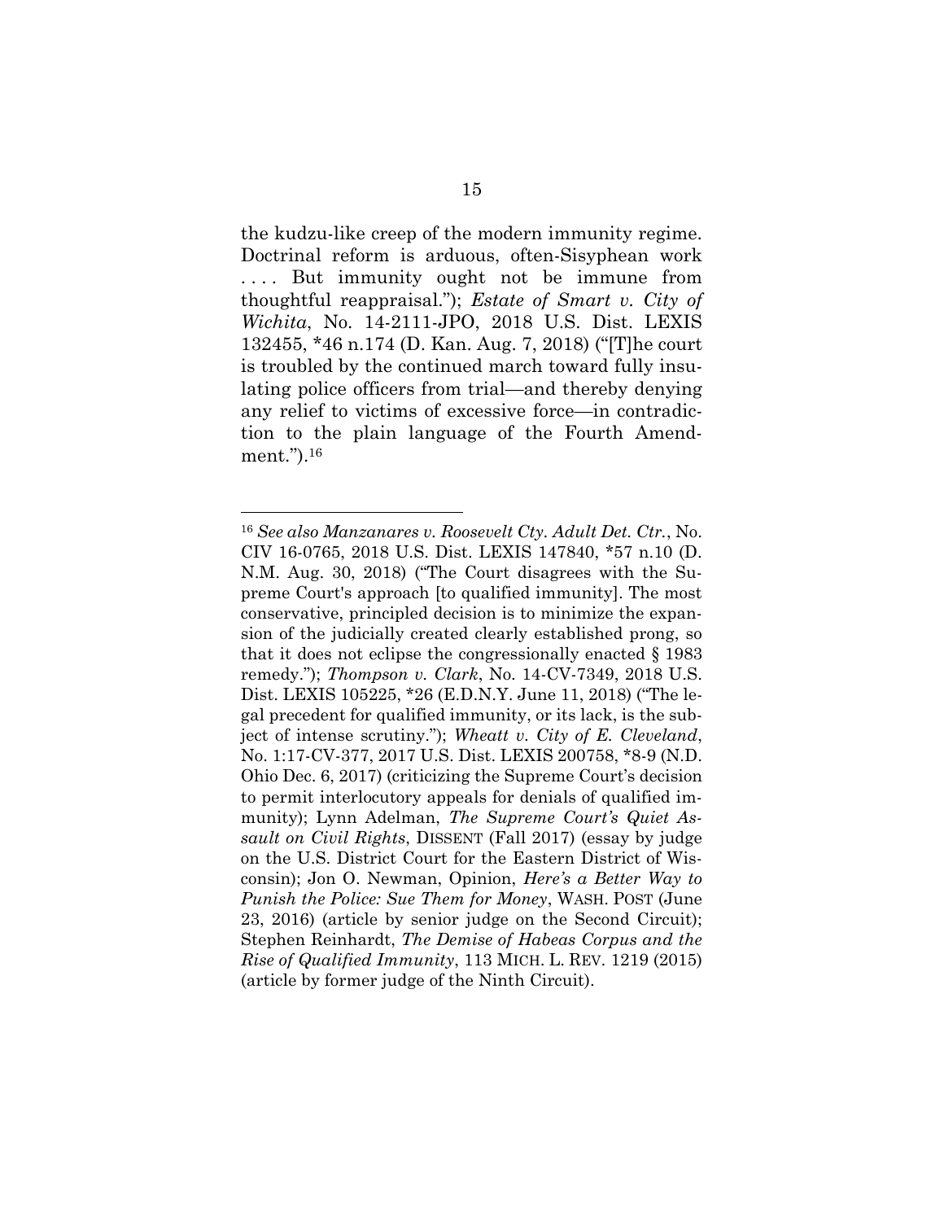the kudzu-like creep of the modern immunity regime. Doctrinal reform is arduous, often-Sisyphean work . . . . But immunity ought not be immune from thoughtful reappraisal."); *Estate of Smart v. City of Wichita*, No. 14-2111-JPO, 2018 U.S. Dist. LEXIS 132455, *46 n.174 (D. Kan. Aug. 7, 2018) ("[T]he court is troubled by the continued march toward fully insulating police officers from trial—and thereby denying any relief to victims of excessive force—in contradiction to the plain language of the Fourth Amendment.").[16]

---

[16] *See also Manzanares v. Roosevelt Cty. Adult Det. Ctr.*, No. CIV 16-0765, 2018 U.S. Dist. LEXIS 147840, *57 n.10 (D. N.M. Aug. 30, 2018) ("The Court disagrees with the Supreme Court's approach [to qualified immunity]. The most conservative, principled decision is to minimize the expansion of the judicially created clearly established prong, so that it does not eclipse the congressionally enacted § 1983 remedy."); *Thompson v. Clark*, No. 14-CV-7349, 2018 U.S. Dist. LEXIS 105225, *26 (E.D.N.Y. June 11, 2018) ("The legal precedent for qualified immunity, or its lack, is the subject of intense scrutiny."); *Wheatt v. City of E. Cleveland*, No. 1:17-CV-377, 2017 U.S. Dist. LEXIS 200758, *8-9 (N.D. Ohio Dec. 6, 2017) (criticizing the Supreme Court's decision to permit interlocutory appeals for denials of qualified immunity); Lynn Adelman, *The Supreme Court's Quiet Assault on Civil Rights*, DISSENT (Fall 2017) (essay by judge on the U.S. District Court for the Eastern District of Wisconsin); Jon O. Newman, Opinion, *Here's a Better Way to Punish the Police: Sue Them for Money*, WASH. POST (June 23, 2016) (article by senior judge on the Second Circuit); Stephen Reinhardt, *The Demise of Habeas Corpus and the Rise of Qualified Immunity*, 113 MICH. L. REV. 1219 (2015) (article by former judge of the Ninth Circuit).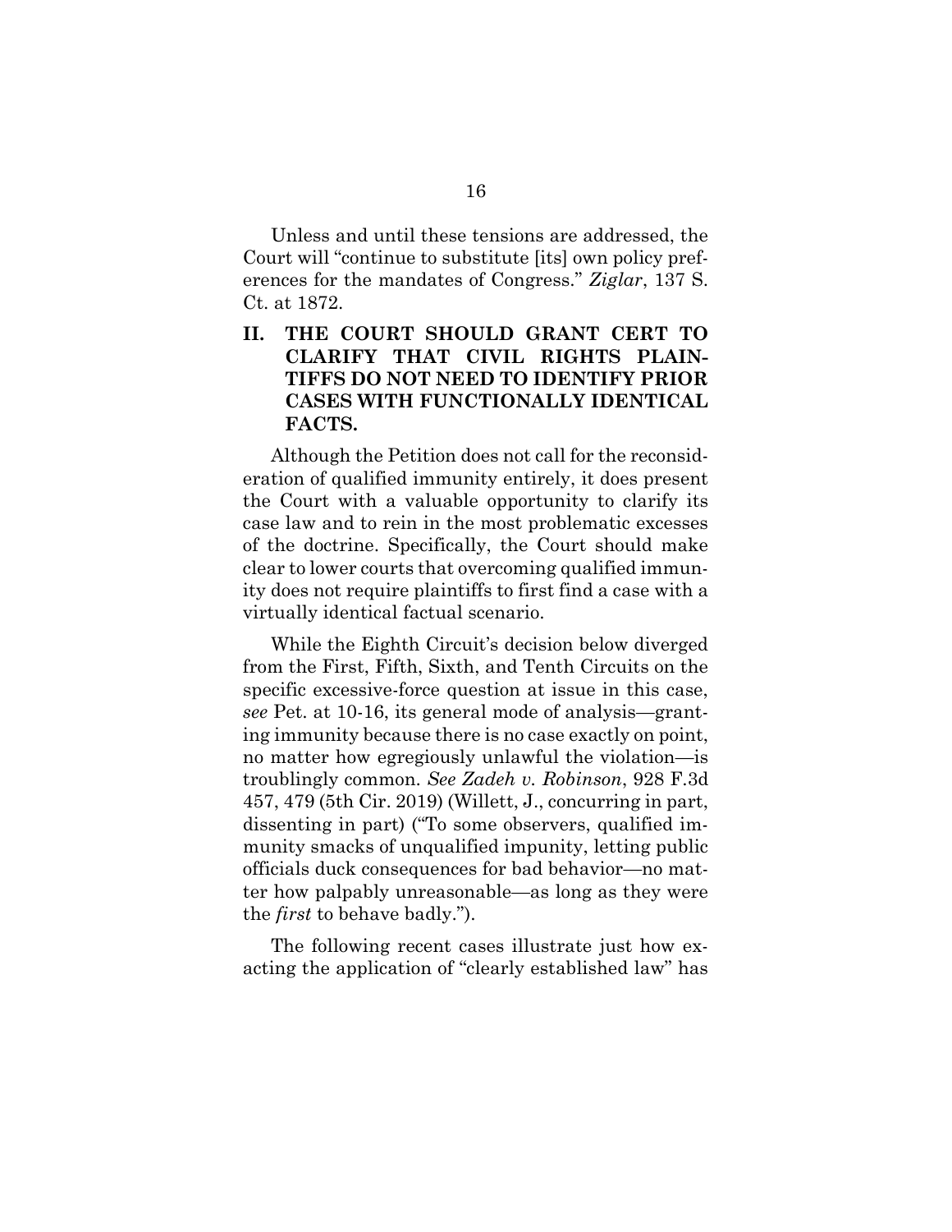Unless and until these tensions are addressed, the Court will "continue to substitute [its] own policy preferences for the mandates of Congress." *Ziglar*, 137 S. Ct. at 1872.

## II. THE COURT SHOULD GRANT CERT TO CLARIFY THAT CIVIL RIGHTS PLAINTIFFS DO NOT NEED TO IDENTIFY PRIOR CASES WITH FUNCTIONALLY IDENTICAL FACTS.

Although the Petition does not call for the reconsideration of qualified immunity entirely, it does present the Court with a valuable opportunity to clarify its case law and to rein in the most problematic excesses of the doctrine. Specifically, the Court should make clear to lower courts that overcoming qualified immunity does not require plaintiffs to first find a case with a virtually identical factual scenario.

While the Eighth Circuit's decision below diverged from the First, Fifth, Sixth, and Tenth Circuits on the specific excessive-force question at issue in this case, *see* Pet. at 10-16, its general mode of analysis—granting immunity because there is no case exactly on point, no matter how egregiously unlawful the violation—is troublingly common. *See Zadeh v. Robinson*, 928 F.3d 457, 479 (5th Cir. 2019) (Willett, J., concurring in part, dissenting in part) ("To some observers, qualified immunity smacks of unqualified impunity, letting public officials duck consequences for bad behavior—no matter how palpably unreasonable—as long as they were the *first* to behave badly.").

The following recent cases illustrate just how exacting the application of "clearly established law" has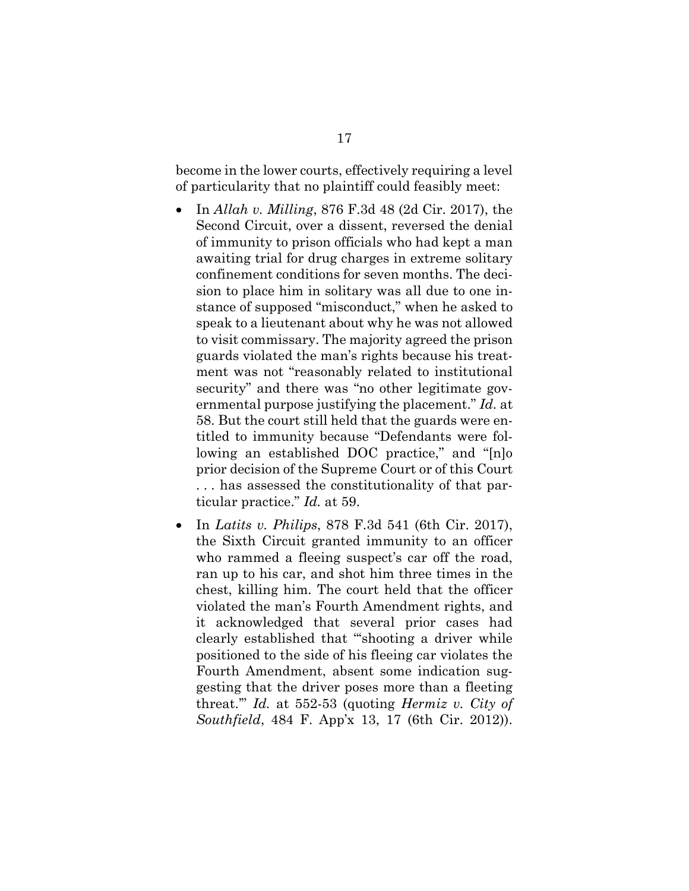become in the lower courts, effectively requiring a level of particularity that no plaintiff could feasibly meet:

- In *Allah v. Milling*, 876 F.3d 48 (2d Cir. 2017), the Second Circuit, over a dissent, reversed the denial of immunity to prison officials who had kept a man awaiting trial for drug charges in extreme solitary confinement conditions for seven months. The decision to place him in solitary was all due to one instance of supposed "misconduct," when he asked to speak to a lieutenant about why he was not allowed to visit commissary. The majority agreed the prison guards violated the man's rights because his treatment was not "reasonably related to institutional security" and there was "no other legitimate governmental purpose justifying the placement." *Id.* at 58. But the court still held that the guards were entitled to immunity because "Defendants were following an established DOC practice," and "[n]o prior decision of the Supreme Court or of this Court . . . has assessed the constitutionality of that particular practice." *Id.* at 59.
- In *Latits v. Philips*, 878 F.3d 541 (6th Cir. 2017), the Sixth Circuit granted immunity to an officer who rammed a fleeing suspect's car off the road, ran up to his car, and shot him three times in the chest, killing him. The court held that the officer violated the man's Fourth Amendment rights, and it acknowledged that several prior cases had clearly established that "'shooting a driver while positioned to the side of his fleeing car violates the Fourth Amendment, absent some indication suggesting that the driver poses more than a fleeting threat.'" *Id.* at 552-53 (quoting *Hermiz v. City of Southfield*, 484 F. App'x 13, 17 (6th Cir. 2012)).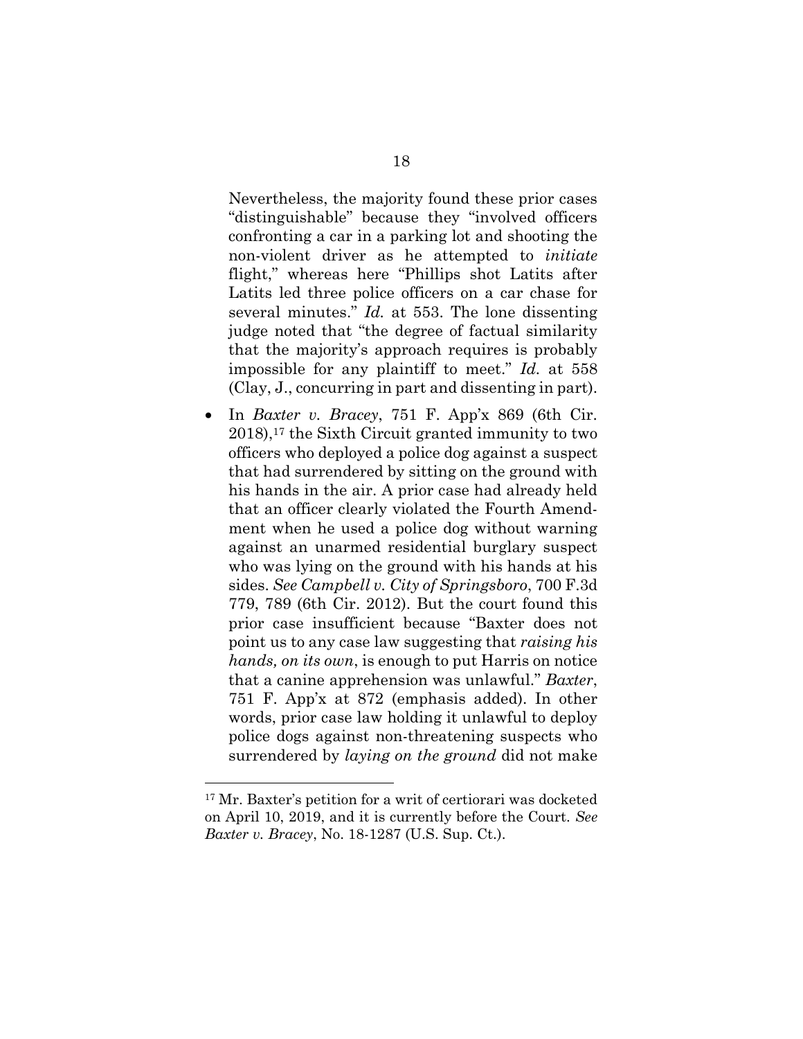Nevertheless, the majority found these prior cases "distinguishable" because they "involved officers confronting a car in a parking lot and shooting the non-violent driver as he attempted to *initiate* flight," whereas here "Phillips shot Latits after Latits led three police officers on a car chase for several minutes." *Id.* at 553. The lone dissenting judge noted that "the degree of factual similarity that the majority's approach requires is probably impossible for any plaintiff to meet." *Id.* at 558 (Clay, J., concurring in part and dissenting in part).

- In *Baxter v. Bracey*, 751 F. App'x 869 (6th Cir. 2018),[17] the Sixth Circuit granted immunity to two officers who deployed a police dog against a suspect that had surrendered by sitting on the ground with his hands in the air. A prior case had already held that an officer clearly violated the Fourth Amendment when he used a police dog without warning against an unarmed residential burglary suspect who was lying on the ground with his hands at his sides. *See Campbell v. City of Springsboro*, 700 F.3d 779, 789 (6th Cir. 2012). But the court found this prior case insufficient because "Baxter does not point us to any case law suggesting that *raising his hands, on its own*, is enough to put Harris on notice that a canine apprehension was unlawful." *Baxter*, 751 F. App'x at 872 (emphasis added). In other words, prior case law holding it unlawful to deploy police dogs against non-threatening suspects who surrendered by *laying on the ground* did not make

[17] Mr. Baxter's petition for a writ of certiorari was docketed on April 10, 2019, and it is currently before the Court. *See Baxter v. Bracey*, No. 18-1287 (U.S. Sup. Ct.).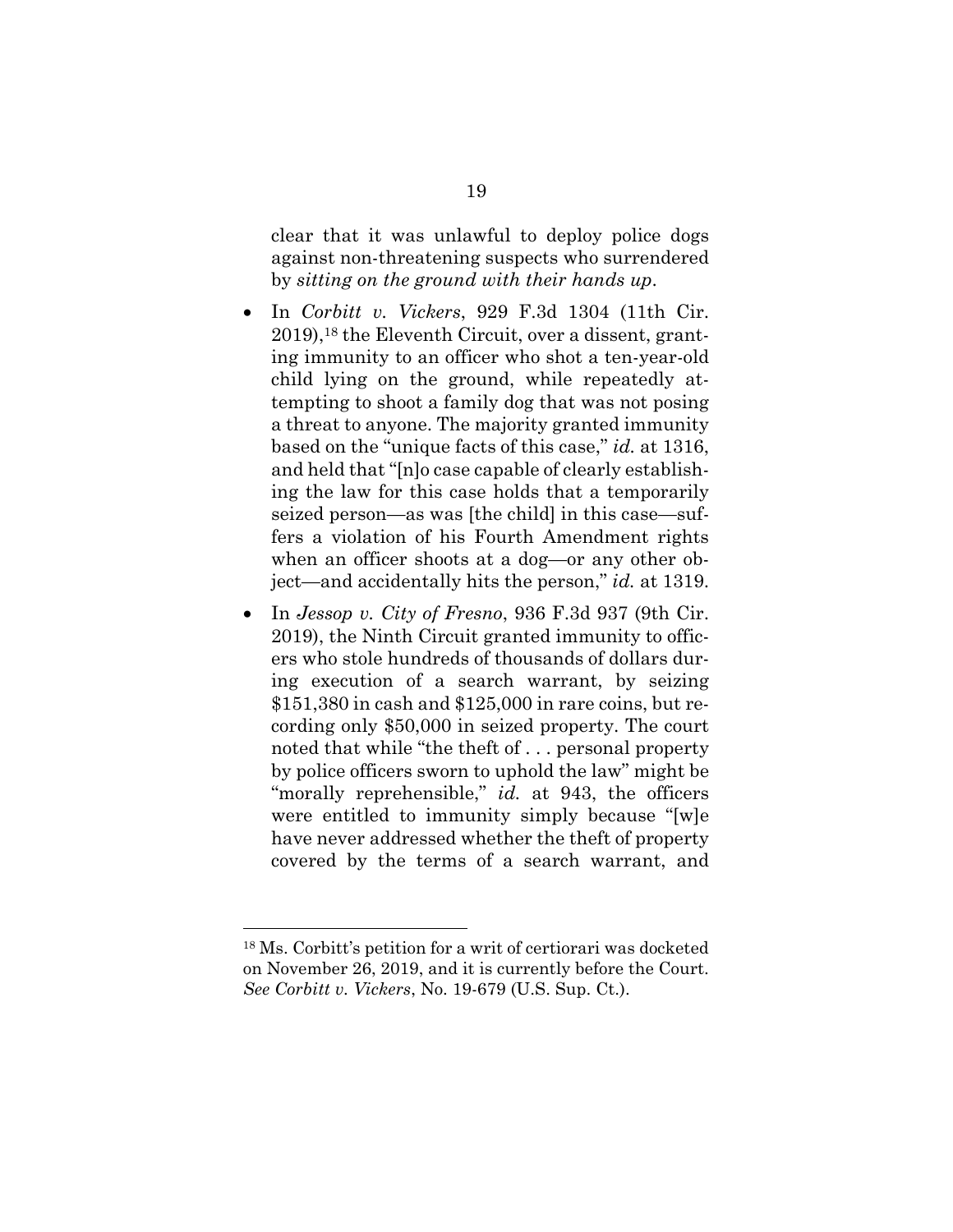clear that it was unlawful to deploy police dogs against non-threatening suspects who surrendered by *sitting on the ground with their hands up*.

- In *Corbitt v. Vickers*, 929 F.3d 1304 (11th Cir. 2019),[18] the Eleventh Circuit, over a dissent, granting immunity to an officer who shot a ten-year-old child lying on the ground, while repeatedly attempting to shoot a family dog that was not posing a threat to anyone. The majority granted immunity based on the "unique facts of this case," *id.* at 1316, and held that "[n]o case capable of clearly establishing the law for this case holds that a temporarily seized person—as was [the child] in this case—suffers a violation of his Fourth Amendment rights when an officer shoots at a dog—or any other object—and accidentally hits the person," *id.* at 1319.
- In *Jessop v. City of Fresno*, 936 F.3d 937 (9th Cir. 2019), the Ninth Circuit granted immunity to officers who stole hundreds of thousands of dollars during execution of a search warrant, by seizing $151,380 in cash and $125,000 in rare coins, but recording only $50,000 in seized property. The court noted that while "the theft of . . . personal property by police officers sworn to uphold the law" might be "morally reprehensible," *id.* at 943, the officers were entitled to immunity simply because "[w]e have never addressed whether the theft of property covered by the terms of a search warrant, and

[18] Ms. Corbitt's petition for a writ of certiorari was docketed on November 26, 2019, and it is currently before the Court. *See Corbitt v. Vickers*, No. 19-679 (U.S. Sup. Ct.).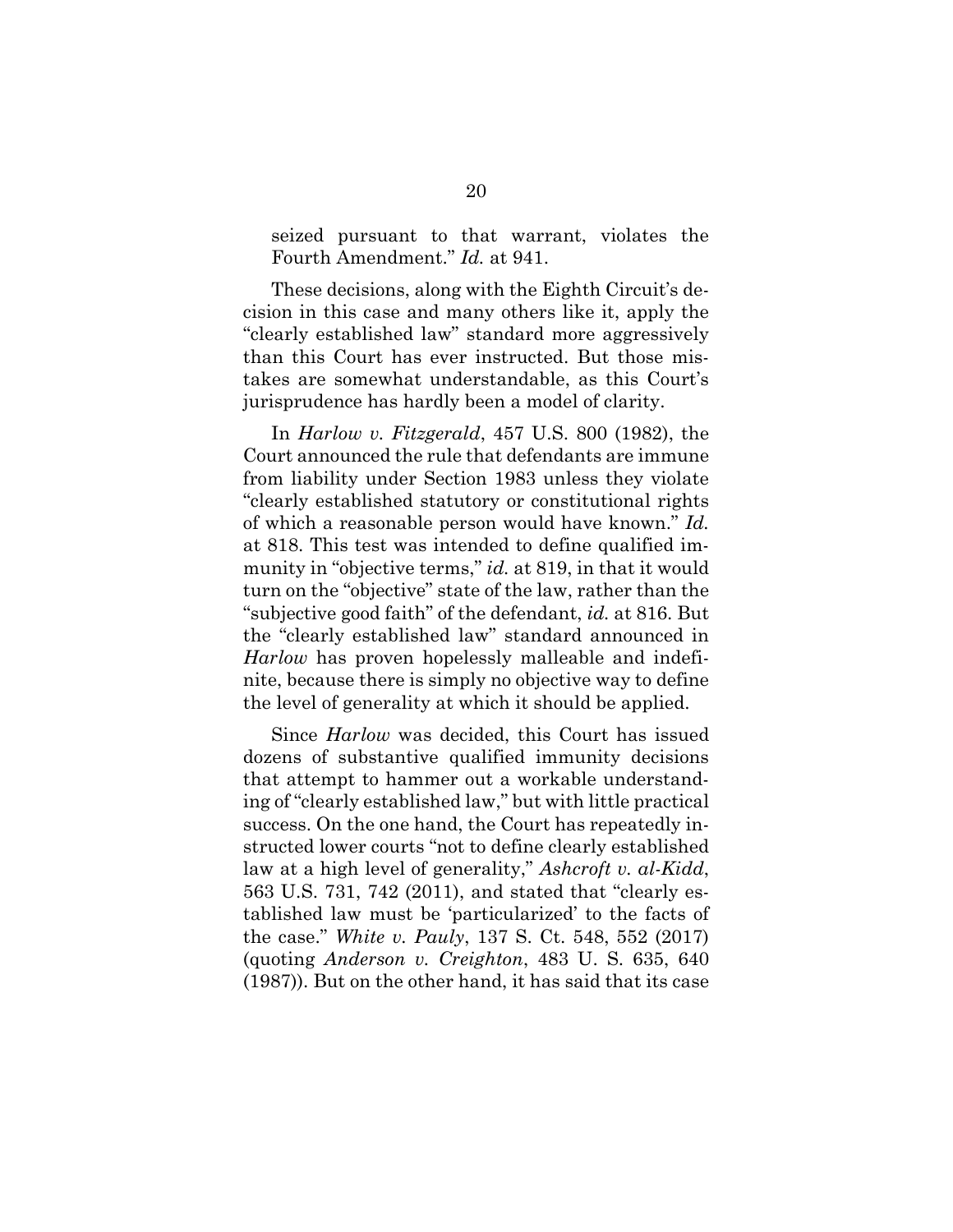seized pursuant to that warrant, violates the Fourth Amendment." *Id.* at 941.

These decisions, along with the Eighth Circuit's decision in this case and many others like it, apply the "clearly established law" standard more aggressively than this Court has ever instructed. But those mistakes are somewhat understandable, as this Court's jurisprudence has hardly been a model of clarity.

In *Harlow v. Fitzgerald*, 457 U.S. 800 (1982), the Court announced the rule that defendants are immune from liability under Section 1983 unless they violate "clearly established statutory or constitutional rights of which a reasonable person would have known." *Id.* at 818. This test was intended to define qualified immunity in "objective terms," *id.* at 819, in that it would turn on the "objective" state of the law, rather than the "subjective good faith" of the defendant, *id.* at 816. But the "clearly established law" standard announced in *Harlow* has proven hopelessly malleable and indefinite, because there is simply no objective way to define the level of generality at which it should be applied.

Since *Harlow* was decided, this Court has issued dozens of substantive qualified immunity decisions that attempt to hammer out a workable understanding of "clearly established law," but with little practical success. On the one hand, the Court has repeatedly instructed lower courts "not to define clearly established law at a high level of generality," *Ashcroft v. al-Kidd*, 563 U.S. 731, 742 (2011), and stated that "clearly established law must be 'particularized' to the facts of the case." *White v. Pauly*, 137 S. Ct. 548, 552 (2017) (quoting *Anderson v. Creighton*, 483 U. S. 635, 640 (1987)). But on the other hand, it has said that its case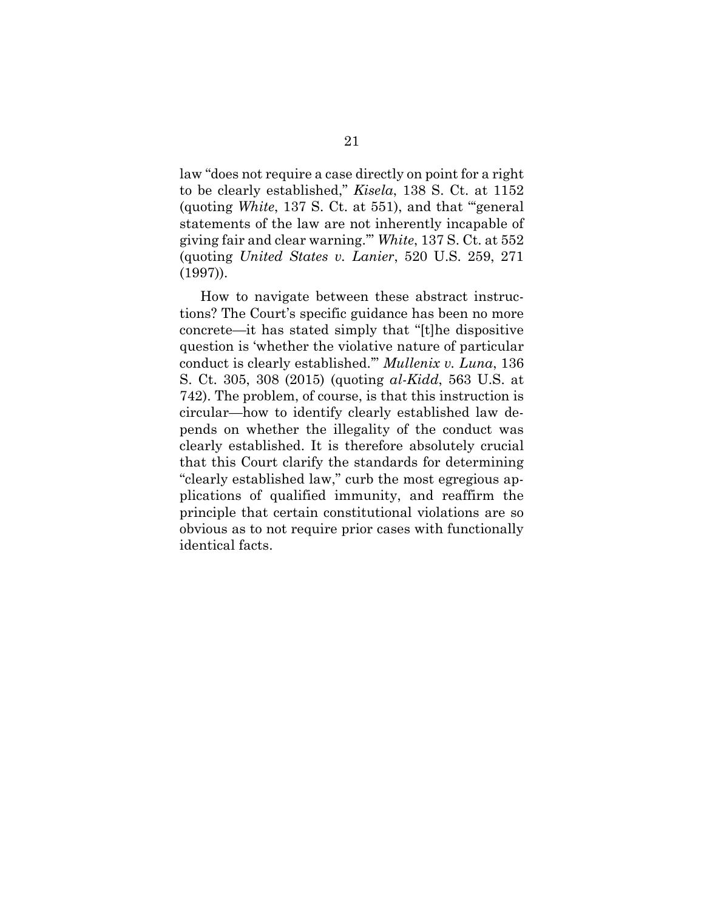law "does not require a case directly on point for a right to be clearly established," *Kisela*, 138 S. Ct. at 1152 (quoting *White*, 137 S. Ct. at 551), and that "'general statements of the law are not inherently incapable of giving fair and clear warning.'" *White*, 137 S. Ct. at 552 (quoting *United States v. Lanier*, 520 U.S. 259, 271 (1997)).

How to navigate between these abstract instructions? The Court's specific guidance has been no more concrete—it has stated simply that "[t]he dispositive question is 'whether the violative nature of particular conduct is clearly established.'" *Mullenix v. Luna*, 136 S. Ct. 305, 308 (2015) (quoting *al-Kidd*, 563 U.S. at 742). The problem, of course, is that this instruction is circular—how to identify clearly established law depends on whether the illegality of the conduct was clearly established. It is therefore absolutely crucial that this Court clarify the standards for determining "clearly established law," curb the most egregious applications of qualified immunity, and reaffirm the principle that certain constitutional violations are so obvious as to not require prior cases with functionally identical facts.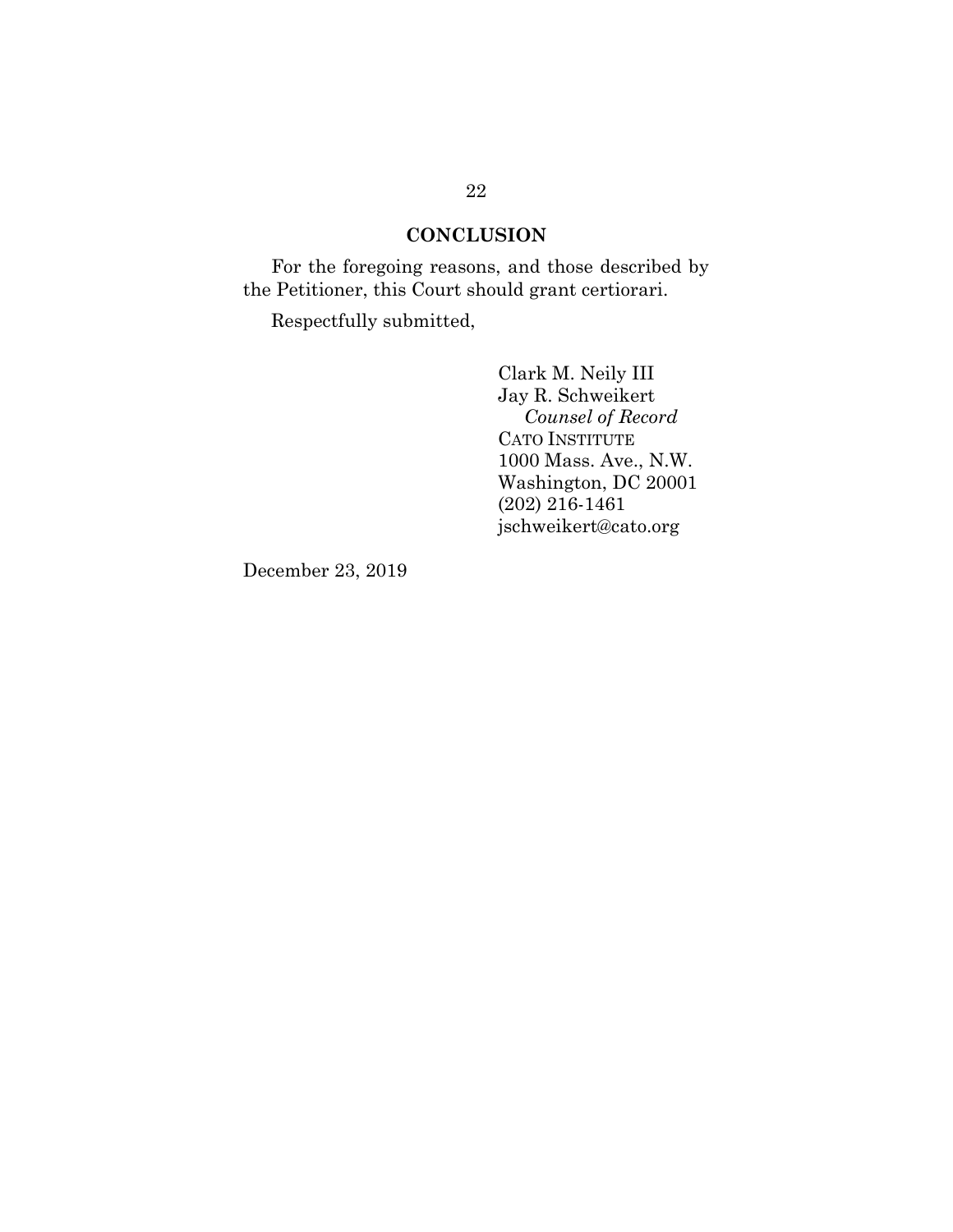## CONCLUSION

For the foregoing reasons, and those described by the Petitioner, this Court should grant certiorari.

Respectfully submitted,

Clark M. Neily III
Jay R. Schweikert
*Counsel of Record*
CATO INSTITUTE
1000 Mass. Ave., N.W.
Washington, DC 20001
(202) 216-1461
jschweikert@cato.org

December 23, 2019